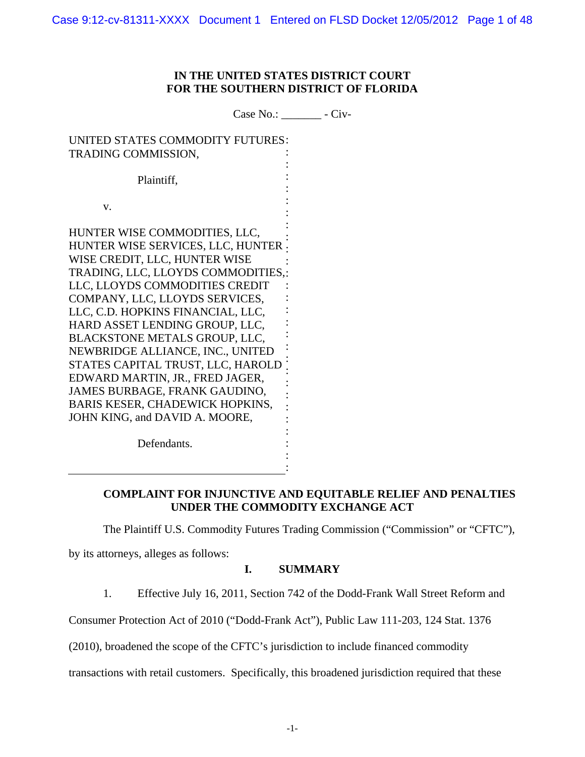**IN THE UNITED STATES DISTRICT COURT**
**FOR THE SOUTHERN DISTRICT OF FLORIDA**

Case No.: _______ - Civ-

UNITED STATES COMMODITY FUTURES TRADING COMMISSION,

Plaintiff,

v.

HUNTER WISE COMMODITIES, LLC, HUNTER WISE SERVICES, LLC, HUNTER WISE CREDIT, LLC, HUNTER WISE TRADING, LLC, LLOYDS COMMODITIES, LLC, LLOYDS COMMODITIES CREDIT COMPANY, LLC, LLOYDS SERVICES, LLC, C.D. HOPKINS FINANCIAL, LLC, HARD ASSET LENDING GROUP, LLC, BLACKSTONE METALS GROUP, LLC, NEWBRIDGE ALLIANCE, INC., UNITED STATES CAPITAL TRUST, LLC, HAROLD EDWARD MARTIN, JR., FRED JAGER, JAMES BURBAGE, FRANK GAUDINO, BARIS KESER, CHADEWICK HOPKINS, JOHN KING, and DAVID A. MOORE,

Defendants.

**COMPLAINT FOR INJUNCTIVE AND EQUITABLE RELIEF AND PENALTIES UNDER THE COMMODITY EXCHANGE ACT**

The Plaintiff U.S. Commodity Futures Trading Commission ("Commission" or "CFTC"), by its attorneys, alleges as follows:

## I. SUMMARY

1. Effective July 16, 2011, Section 742 of the Dodd-Frank Wall Street Reform and Consumer Protection Act of 2010 ("Dodd-Frank Act"), Public Law 111-203, 124 Stat. 1376 (2010), broadened the scope of the CFTC's jurisdiction to include financed commodity transactions with retail customers. Specifically, this broadened jurisdiction required that these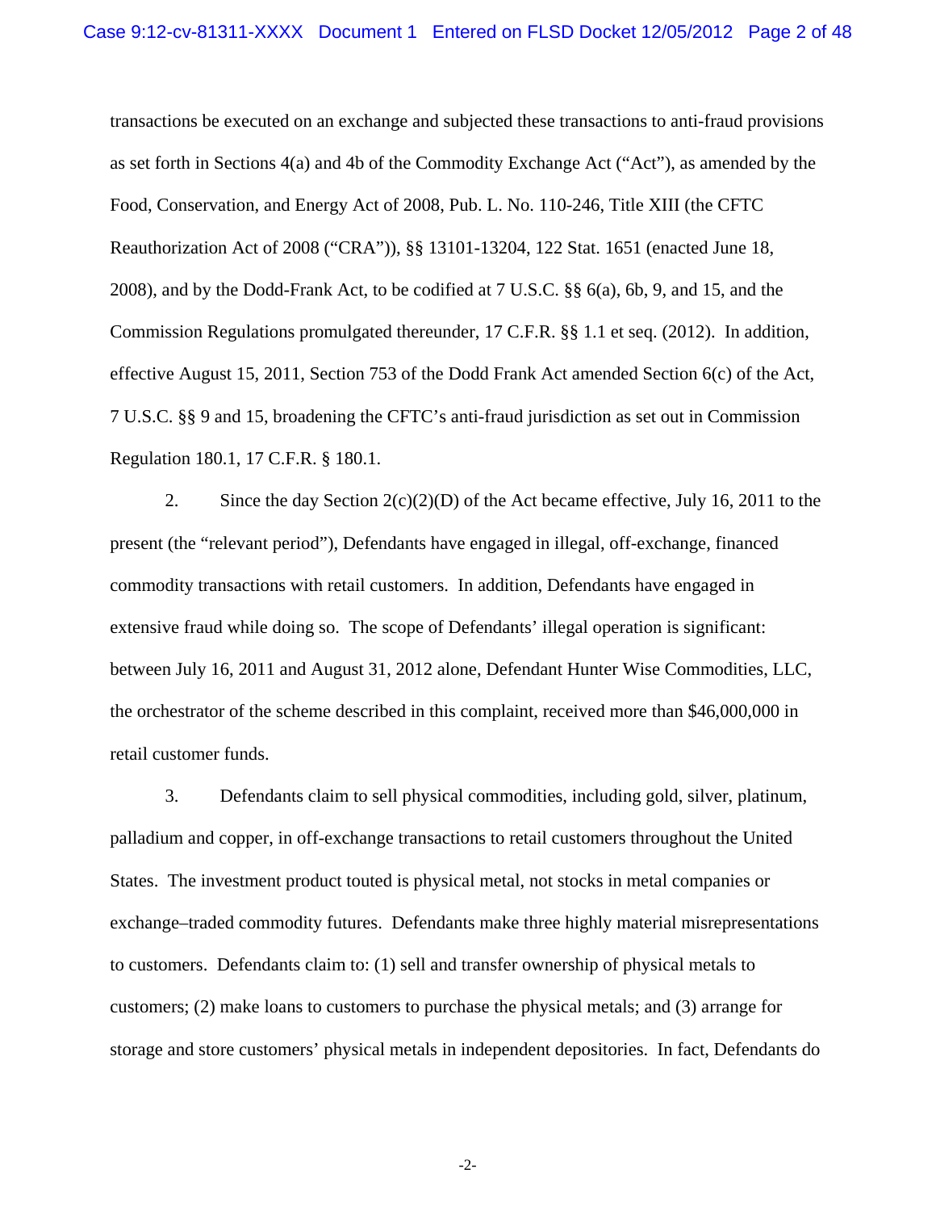transactions be executed on an exchange and subjected these transactions to anti-fraud provisions as set forth in Sections 4(a) and 4b of the Commodity Exchange Act ("Act"), as amended by the Food, Conservation, and Energy Act of 2008, Pub. L. No. 110-246, Title XIII (the CFTC Reauthorization Act of 2008 ("CRA")), §§ 13101-13204, 122 Stat. 1651 (enacted June 18, 2008), and by the Dodd-Frank Act, to be codified at 7 U.S.C. §§ 6(a), 6b, 9, and 15, and the Commission Regulations promulgated thereunder, 17 C.F.R. §§ 1.1 et seq. (2012). In addition, effective August 15, 2011, Section 753 of the Dodd Frank Act amended Section 6(c) of the Act, 7 U.S.C. §§ 9 and 15, broadening the CFTC's anti-fraud jurisdiction as set out in Commission Regulation 180.1, 17 C.F.R. § 180.1.

2. Since the day Section 2(c)(2)(D) of the Act became effective, July 16, 2011 to the present (the "relevant period"), Defendants have engaged in illegal, off-exchange, financed commodity transactions with retail customers. In addition, Defendants have engaged in extensive fraud while doing so. The scope of Defendants' illegal operation is significant: between July 16, 2011 and August 31, 2012 alone, Defendant Hunter Wise Commodities, LLC, the orchestrator of the scheme described in this complaint, received more than $46,000,000 in retail customer funds.

3. Defendants claim to sell physical commodities, including gold, silver, platinum, palladium and copper, in off-exchange transactions to retail customers throughout the United States. The investment product touted is physical metal, not stocks in metal companies or exchange–traded commodity futures. Defendants make three highly material misrepresentations to customers. Defendants claim to: (1) sell and transfer ownership of physical metals to customers; (2) make loans to customers to purchase the physical metals; and (3) arrange for storage and store customers' physical metals in independent depositories. In fact, Defendants do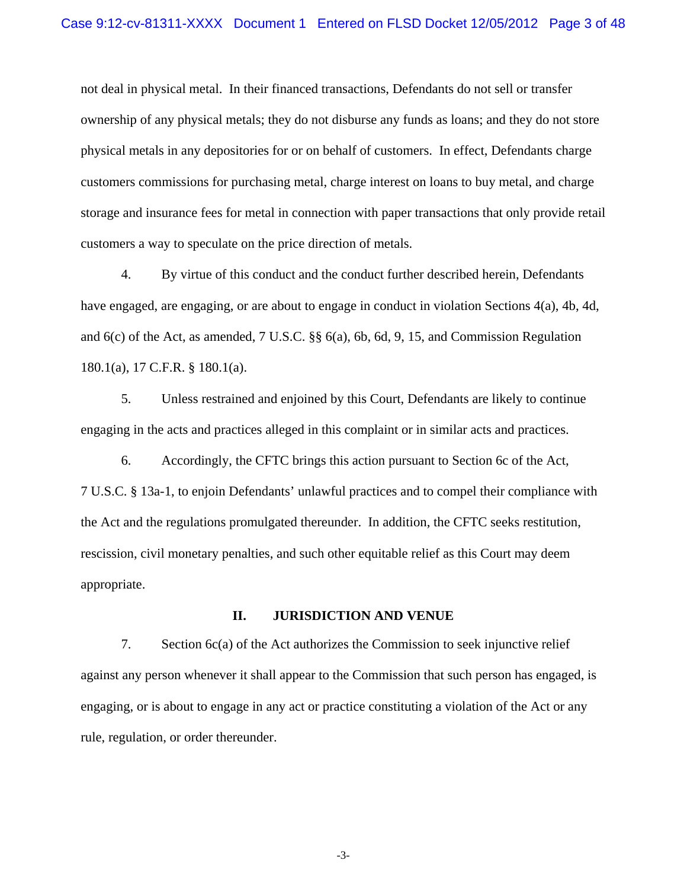not deal in physical metal. In their financed transactions, Defendants do not sell or transfer ownership of any physical metals; they do not disburse any funds as loans; and they do not store physical metals in any depositories for or on behalf of customers. In effect, Defendants charge customers commissions for purchasing metal, charge interest on loans to buy metal, and charge storage and insurance fees for metal in connection with paper transactions that only provide retail customers a way to speculate on the price direction of metals.

4. By virtue of this conduct and the conduct further described herein, Defendants have engaged, are engaging, or are about to engage in conduct in violation Sections 4(a), 4b, 4d, and 6(c) of the Act, as amended, 7 U.S.C. §§ 6(a), 6b, 6d, 9, 15, and Commission Regulation 180.1(a), 17 C.F.R. § 180.1(a).

5. Unless restrained and enjoined by this Court, Defendants are likely to continue engaging in the acts and practices alleged in this complaint or in similar acts and practices.

6. Accordingly, the CFTC brings this action pursuant to Section 6c of the Act, 7 U.S.C. § 13a-1, to enjoin Defendants' unlawful practices and to compel their compliance with the Act and the regulations promulgated thereunder. In addition, the CFTC seeks restitution, rescission, civil monetary penalties, and such other equitable relief as this Court may deem appropriate.

## II. JURISDICTION AND VENUE

7. Section 6c(a) of the Act authorizes the Commission to seek injunctive relief against any person whenever it shall appear to the Commission that such person has engaged, is engaging, or is about to engage in any act or practice constituting a violation of the Act or any rule, regulation, or order thereunder.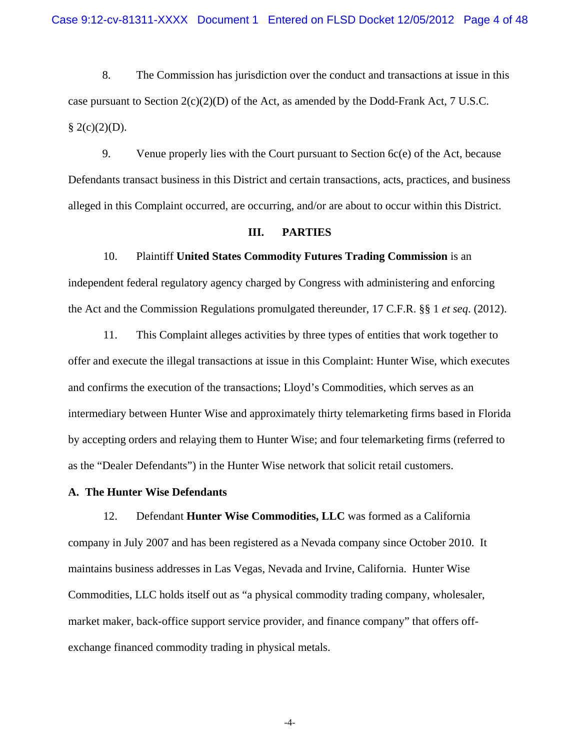8. The Commission has jurisdiction over the conduct and transactions at issue in this case pursuant to Section 2(c)(2)(D) of the Act, as amended by the Dodd-Frank Act, 7 U.S.C. § 2(c)(2)(D).

9. Venue properly lies with the Court pursuant to Section 6c(e) of the Act, because Defendants transact business in this District and certain transactions, acts, practices, and business alleged in this Complaint occurred, are occurring, and/or are about to occur within this District.

## III. PARTIES

10. Plaintiff **United States Commodity Futures Trading Commission** is an independent federal regulatory agency charged by Congress with administering and enforcing the Act and the Commission Regulations promulgated thereunder, 17 C.F.R. §§ 1 *et seq*. (2012).

11. This Complaint alleges activities by three types of entities that work together to offer and execute the illegal transactions at issue in this Complaint: Hunter Wise, which executes and confirms the execution of the transactions; Lloyd's Commodities, which serves as an intermediary between Hunter Wise and approximately thirty telemarketing firms based in Florida by accepting orders and relaying them to Hunter Wise; and four telemarketing firms (referred to as the "Dealer Defendants") in the Hunter Wise network that solicit retail customers.

### A. The Hunter Wise Defendants

12. Defendant **Hunter Wise Commodities, LLC** was formed as a California company in July 2007 and has been registered as a Nevada company since October 2010. It maintains business addresses in Las Vegas, Nevada and Irvine, California. Hunter Wise Commodities, LLC holds itself out as "a physical commodity trading company, wholesaler, market maker, back-office support service provider, and finance company" that offers off-exchange financed commodity trading in physical metals.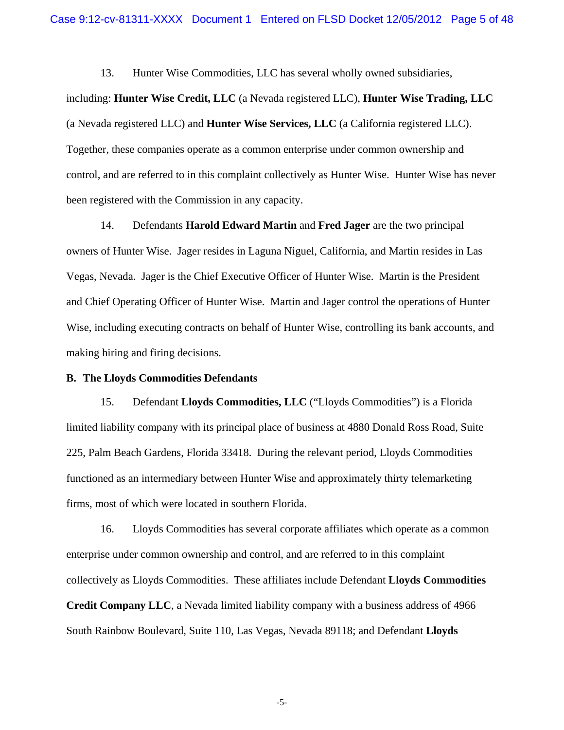13. Hunter Wise Commodities, LLC has several wholly owned subsidiaries, including: **Hunter Wise Credit, LLC** (a Nevada registered LLC), **Hunter Wise Trading, LLC** (a Nevada registered LLC) and **Hunter Wise Services, LLC** (a California registered LLC). Together, these companies operate as a common enterprise under common ownership and control, and are referred to in this complaint collectively as Hunter Wise. Hunter Wise has never been registered with the Commission in any capacity.

14. Defendants **Harold Edward Martin** and **Fred Jager** are the two principal owners of Hunter Wise. Jager resides in Laguna Niguel, California, and Martin resides in Las Vegas, Nevada. Jager is the Chief Executive Officer of Hunter Wise. Martin is the President and Chief Operating Officer of Hunter Wise. Martin and Jager control the operations of Hunter Wise, including executing contracts on behalf of Hunter Wise, controlling its bank accounts, and making hiring and firing decisions.

**B. The Lloyds Commodities Defendants**

15. Defendant **Lloyds Commodities, LLC** ("Lloyds Commodities") is a Florida limited liability company with its principal place of business at 4880 Donald Ross Road, Suite 225, Palm Beach Gardens, Florida 33418. During the relevant period, Lloyds Commodities functioned as an intermediary between Hunter Wise and approximately thirty telemarketing firms, most of which were located in southern Florida.

16. Lloyds Commodities has several corporate affiliates which operate as a common enterprise under common ownership and control, and are referred to in this complaint collectively as Lloyds Commodities. These affiliates include Defendant **Lloyds Commodities Credit Company LLC**, a Nevada limited liability company with a business address of 4966 South Rainbow Boulevard, Suite 110, Las Vegas, Nevada 89118; and Defendant **Lloyds**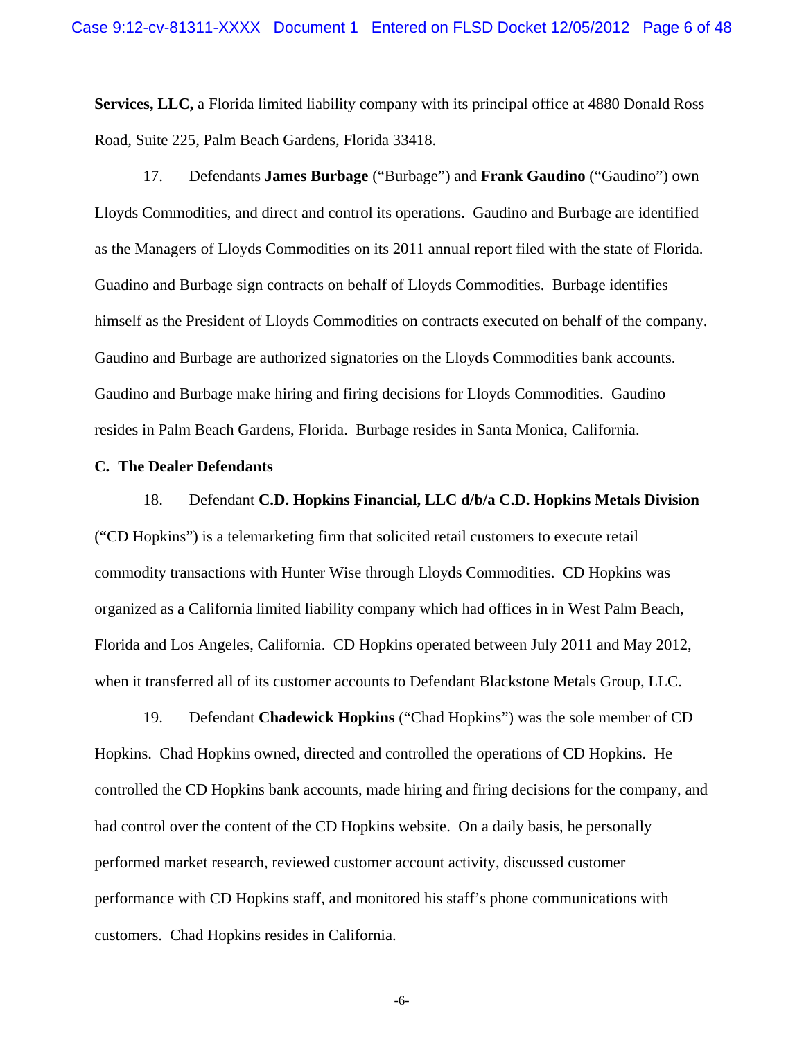**Services, LLC,** a Florida limited liability company with its principal office at 4880 Donald Ross Road, Suite 225, Palm Beach Gardens, Florida 33418.

17. Defendants **James Burbage** ("Burbage") and **Frank Gaudino** ("Gaudino") own Lloyds Commodities, and direct and control its operations. Gaudino and Burbage are identified as the Managers of Lloyds Commodities on its 2011 annual report filed with the state of Florida. Guadino and Burbage sign contracts on behalf of Lloyds Commodities. Burbage identifies himself as the President of Lloyds Commodities on contracts executed on behalf of the company. Gaudino and Burbage are authorized signatories on the Lloyds Commodities bank accounts. Gaudino and Burbage make hiring and firing decisions for Lloyds Commodities. Gaudino resides in Palm Beach Gardens, Florida. Burbage resides in Santa Monica, California.

**C. The Dealer Defendants**

18. Defendant **C.D. Hopkins Financial, LLC d/b/a C.D. Hopkins Metals Division** ("CD Hopkins") is a telemarketing firm that solicited retail customers to execute retail commodity transactions with Hunter Wise through Lloyds Commodities. CD Hopkins was organized as a California limited liability company which had offices in in West Palm Beach, Florida and Los Angeles, California. CD Hopkins operated between July 2011 and May 2012, when it transferred all of its customer accounts to Defendant Blackstone Metals Group, LLC.

19. Defendant **Chadewick Hopkins** ("Chad Hopkins") was the sole member of CD Hopkins. Chad Hopkins owned, directed and controlled the operations of CD Hopkins. He controlled the CD Hopkins bank accounts, made hiring and firing decisions for the company, and had control over the content of the CD Hopkins website. On a daily basis, he personally performed market research, reviewed customer account activity, discussed customer performance with CD Hopkins staff, and monitored his staff's phone communications with customers. Chad Hopkins resides in California.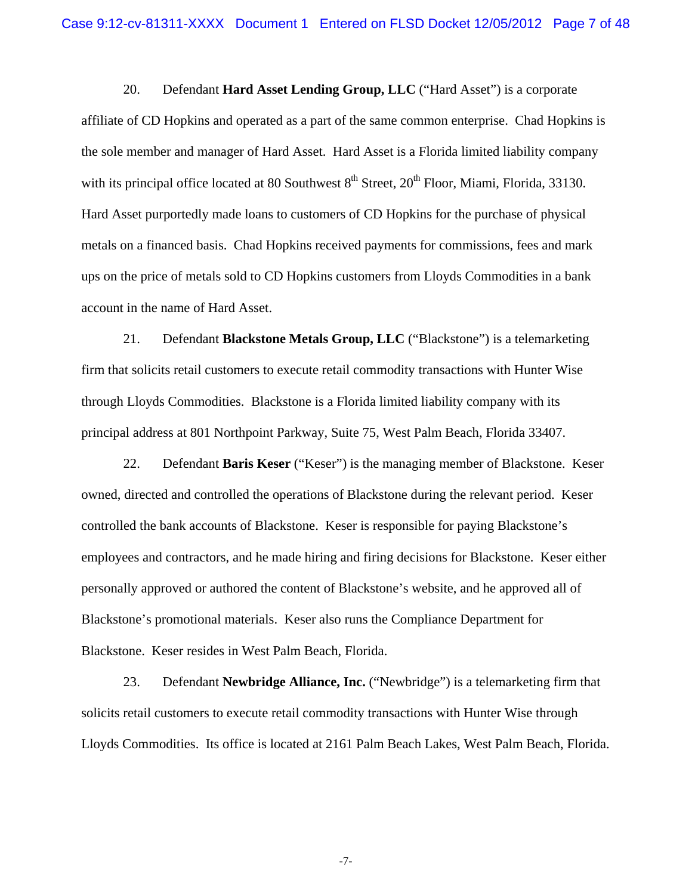20. Defendant **Hard Asset Lending Group, LLC** ("Hard Asset") is a corporate affiliate of CD Hopkins and operated as a part of the same common enterprise. Chad Hopkins is the sole member and manager of Hard Asset. Hard Asset is a Florida limited liability company with its principal office located at 80 Southwest 8th Street, 20th Floor, Miami, Florida, 33130. Hard Asset purportedly made loans to customers of CD Hopkins for the purchase of physical metals on a financed basis. Chad Hopkins received payments for commissions, fees and mark ups on the price of metals sold to CD Hopkins customers from Lloyds Commodities in a bank account in the name of Hard Asset.

21. Defendant **Blackstone Metals Group, LLC** ("Blackstone") is a telemarketing firm that solicits retail customers to execute retail commodity transactions with Hunter Wise through Lloyds Commodities. Blackstone is a Florida limited liability company with its principal address at 801 Northpoint Parkway, Suite 75, West Palm Beach, Florida 33407.

22. Defendant **Baris Keser** ("Keser") is the managing member of Blackstone. Keser owned, directed and controlled the operations of Blackstone during the relevant period. Keser controlled the bank accounts of Blackstone. Keser is responsible for paying Blackstone's employees and contractors, and he made hiring and firing decisions for Blackstone. Keser either personally approved or authored the content of Blackstone's website, and he approved all of Blackstone's promotional materials. Keser also runs the Compliance Department for Blackstone. Keser resides in West Palm Beach, Florida.

23. Defendant **Newbridge Alliance, Inc.** ("Newbridge") is a telemarketing firm that solicits retail customers to execute retail commodity transactions with Hunter Wise through Lloyds Commodities. Its office is located at 2161 Palm Beach Lakes, West Palm Beach, Florida.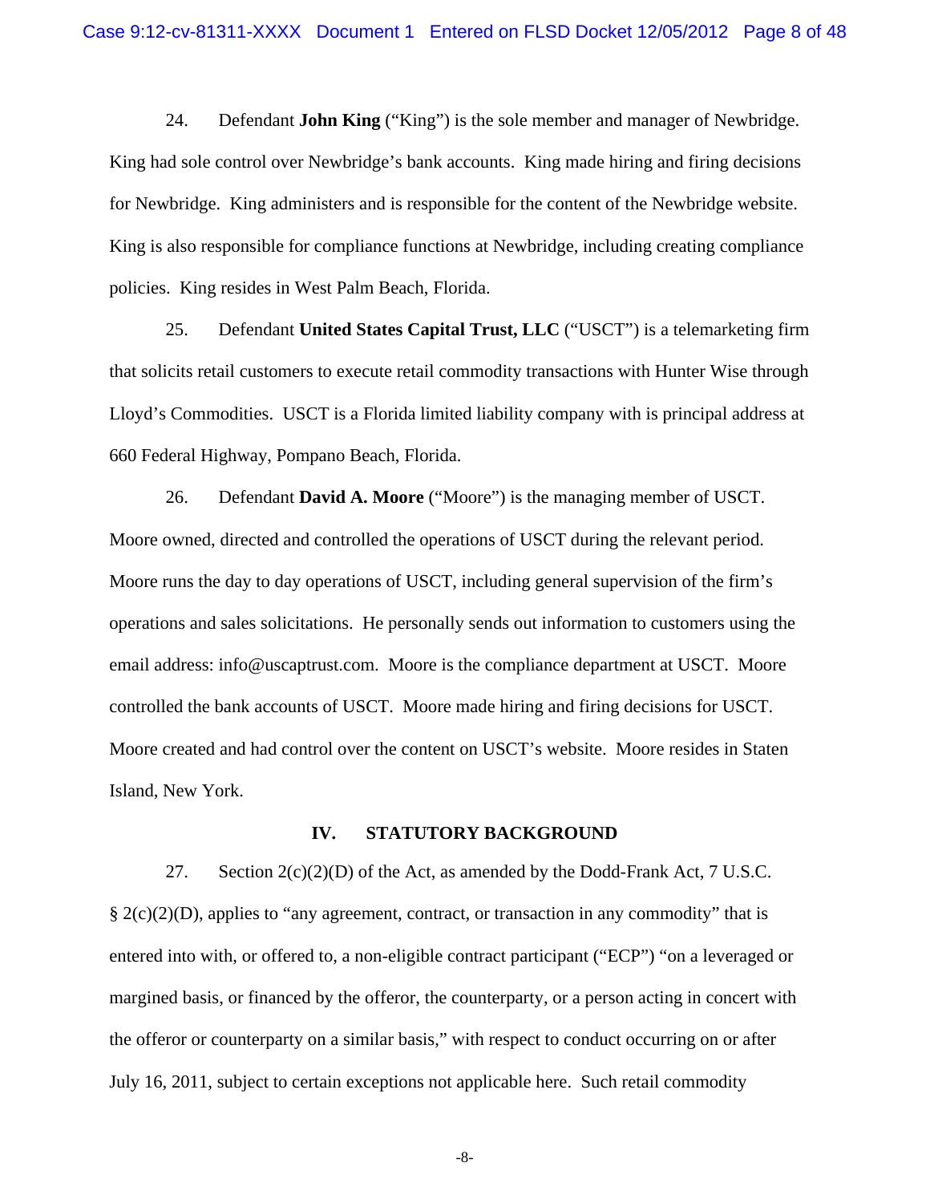24. Defendant **John King** ("King") is the sole member and manager of Newbridge. King had sole control over Newbridge's bank accounts. King made hiring and firing decisions for Newbridge. King administers and is responsible for the content of the Newbridge website. King is also responsible for compliance functions at Newbridge, including creating compliance policies. King resides in West Palm Beach, Florida.

25. Defendant **United States Capital Trust, LLC** ("USCT") is a telemarketing firm that solicits retail customers to execute retail commodity transactions with Hunter Wise through Lloyd's Commodities. USCT is a Florida limited liability company with is principal address at 660 Federal Highway, Pompano Beach, Florida.

26. Defendant **David A. Moore** ("Moore") is the managing member of USCT. Moore owned, directed and controlled the operations of USCT during the relevant period. Moore runs the day to day operations of USCT, including general supervision of the firm's operations and sales solicitations. He personally sends out information to customers using the email address: info@uscaptrust.com. Moore is the compliance department at USCT. Moore controlled the bank accounts of USCT. Moore made hiring and firing decisions for USCT. Moore created and had control over the content on USCT's website. Moore resides in Staten Island, New York.

## IV. STATUTORY BACKGROUND

27. Section 2(c)(2)(D) of the Act, as amended by the Dodd-Frank Act, 7 U.S.C. § 2(c)(2)(D), applies to "any agreement, contract, or transaction in any commodity" that is entered into with, or offered to, a non-eligible contract participant ("ECP") "on a leveraged or margined basis, or financed by the offeror, the counterparty, or a person acting in concert with the offeror or counterparty on a similar basis," with respect to conduct occurring on or after July 16, 2011, subject to certain exceptions not applicable here. Such retail commodity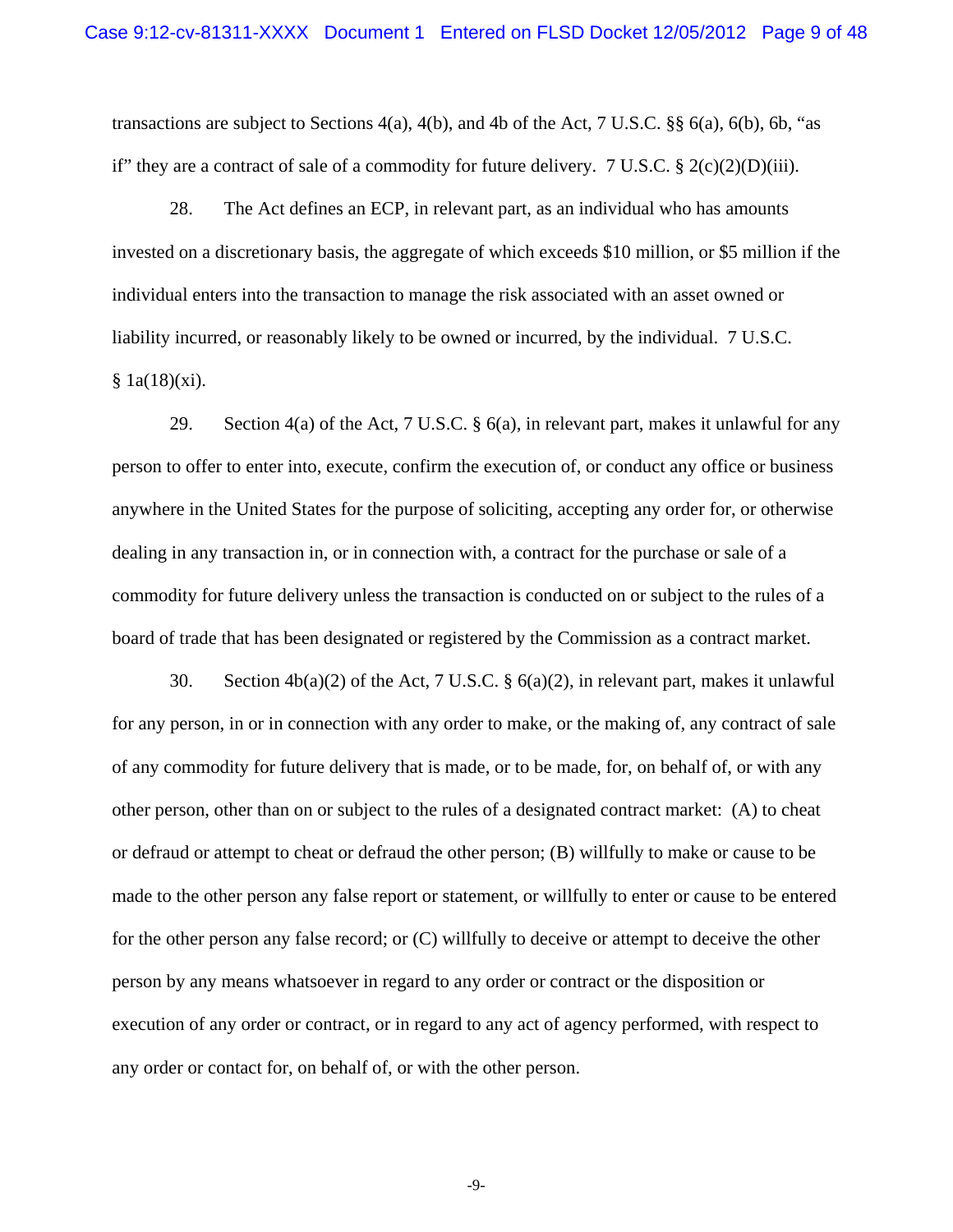transactions are subject to Sections 4(a), 4(b), and 4b of the Act, 7 U.S.C. §§ 6(a), 6(b), 6b, "as if" they are a contract of sale of a commodity for future delivery. 7 U.S.C. § 2(c)(2)(D)(iii).

28. The Act defines an ECP, in relevant part, as an individual who has amounts invested on a discretionary basis, the aggregate of which exceeds $10 million, or $5 million if the individual enters into the transaction to manage the risk associated with an asset owned or liability incurred, or reasonably likely to be owned or incurred, by the individual. 7 U.S.C. § 1a(18)(xi).

29. Section 4(a) of the Act, 7 U.S.C. § 6(a), in relevant part, makes it unlawful for any person to offer to enter into, execute, confirm the execution of, or conduct any office or business anywhere in the United States for the purpose of soliciting, accepting any order for, or otherwise dealing in any transaction in, or in connection with, a contract for the purchase or sale of a commodity for future delivery unless the transaction is conducted on or subject to the rules of a board of trade that has been designated or registered by the Commission as a contract market.

30. Section 4b(a)(2) of the Act, 7 U.S.C. § 6(a)(2), in relevant part, makes it unlawful for any person, in or in connection with any order to make, or the making of, any contract of sale of any commodity for future delivery that is made, or to be made, for, on behalf of, or with any other person, other than on or subject to the rules of a designated contract market: (A) to cheat or defraud or attempt to cheat or defraud the other person; (B) willfully to make or cause to be made to the other person any false report or statement, or willfully to enter or cause to be entered for the other person any false record; or (C) willfully to deceive or attempt to deceive the other person by any means whatsoever in regard to any order or contract or the disposition or execution of any order or contract, or in regard to any act of agency performed, with respect to any order or contact for, on behalf of, or with the other person.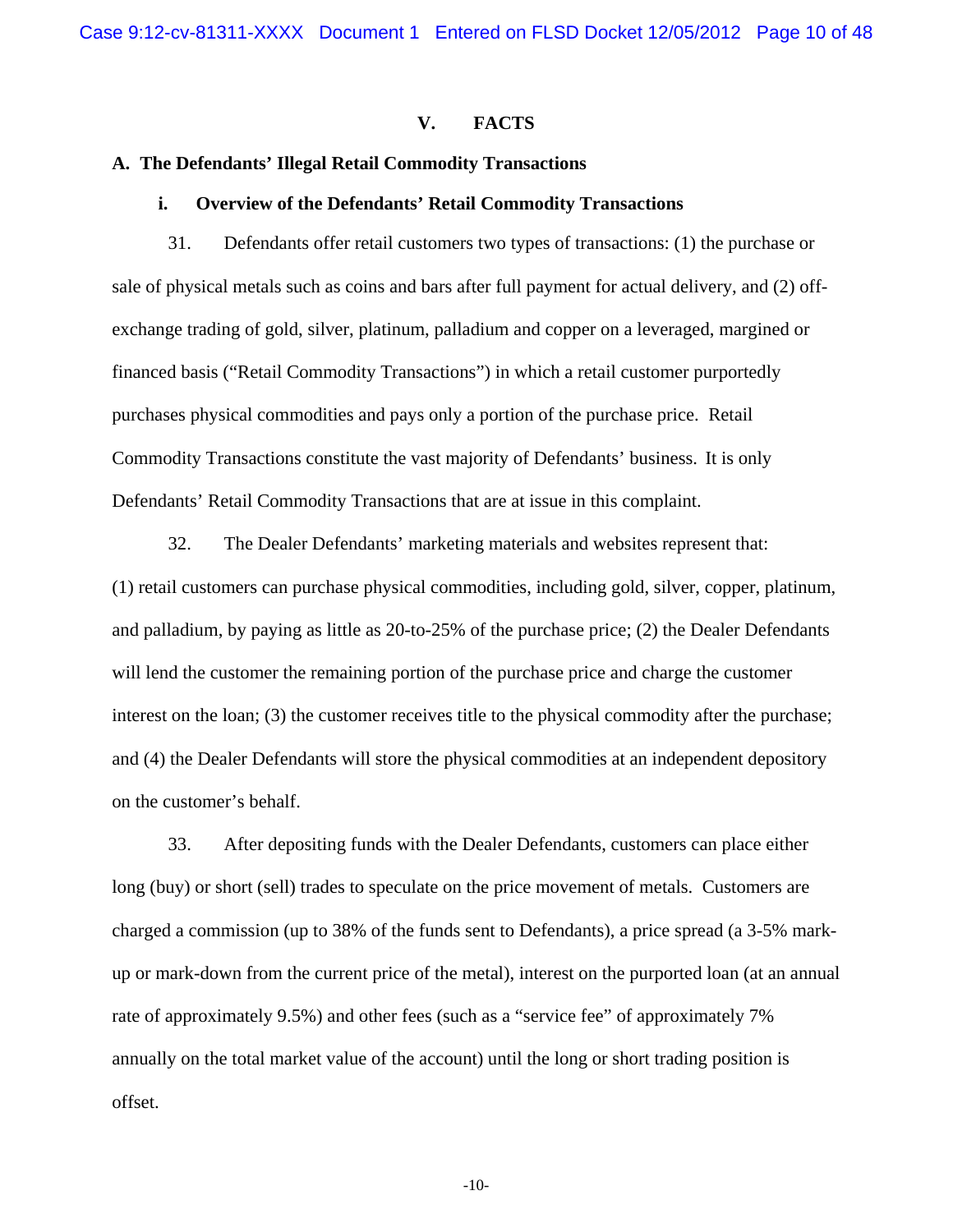## V. FACTS

### A. The Defendants' Illegal Retail Commodity Transactions

#### i. Overview of the Defendants' Retail Commodity Transactions

31. Defendants offer retail customers two types of transactions: (1) the purchase or sale of physical metals such as coins and bars after full payment for actual delivery, and (2) off-exchange trading of gold, silver, platinum, palladium and copper on a leveraged, margined or financed basis ("Retail Commodity Transactions") in which a retail customer purportedly purchases physical commodities and pays only a portion of the purchase price. Retail Commodity Transactions constitute the vast majority of Defendants' business. It is only Defendants' Retail Commodity Transactions that are at issue in this complaint.

32. The Dealer Defendants' marketing materials and websites represent that: (1) retail customers can purchase physical commodities, including gold, silver, copper, platinum, and palladium, by paying as little as 20-to-25% of the purchase price; (2) the Dealer Defendants will lend the customer the remaining portion of the purchase price and charge the customer interest on the loan; (3) the customer receives title to the physical commodity after the purchase; and (4) the Dealer Defendants will store the physical commodities at an independent depository on the customer's behalf.

33. After depositing funds with the Dealer Defendants, customers can place either long (buy) or short (sell) trades to speculate on the price movement of metals. Customers are charged a commission (up to 38% of the funds sent to Defendants), a price spread (a 3-5% mark-up or mark-down from the current price of the metal), interest on the purported loan (at an annual rate of approximately 9.5%) and other fees (such as a "service fee" of approximately 7% annually on the total market value of the account) until the long or short trading position is offset.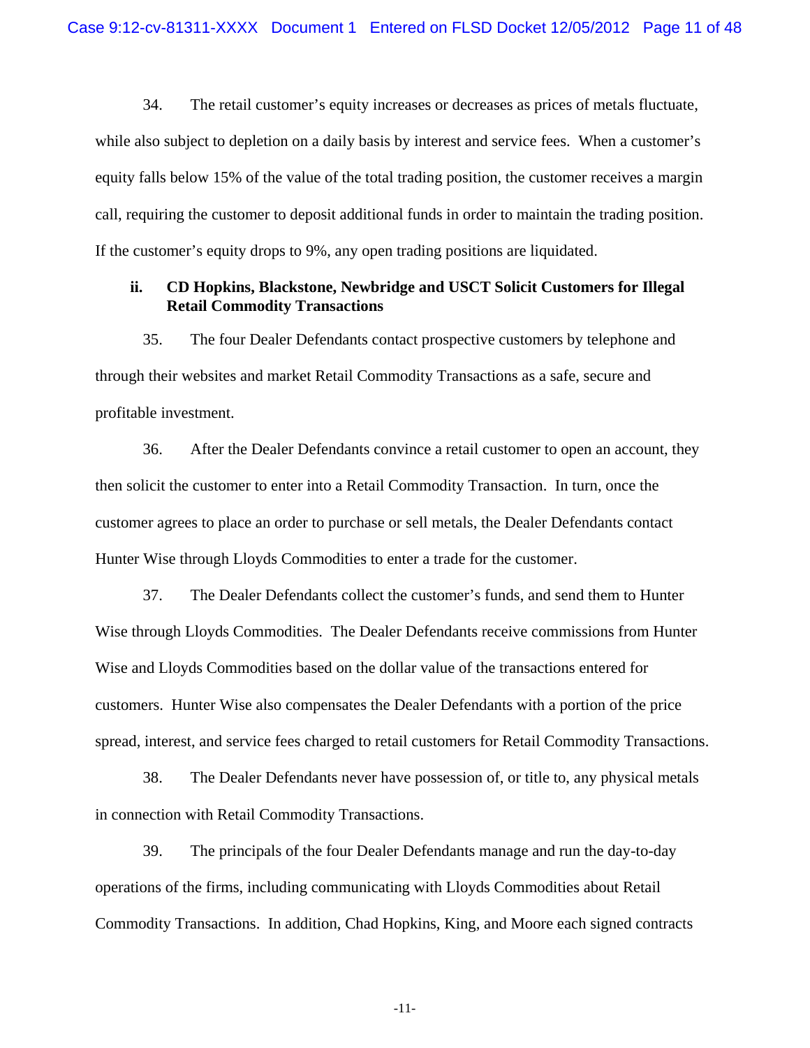34. The retail customer's equity increases or decreases as prices of metals fluctuate, while also subject to depletion on a daily basis by interest and service fees. When a customer's equity falls below 15% of the value of the total trading position, the customer receives a margin call, requiring the customer to deposit additional funds in order to maintain the trading position. If the customer's equity drops to 9%, any open trading positions are liquidated.

### ii. CD Hopkins, Blackstone, Newbridge and USCT Solicit Customers for Illegal Retail Commodity Transactions

35. The four Dealer Defendants contact prospective customers by telephone and through their websites and market Retail Commodity Transactions as a safe, secure and profitable investment.

36. After the Dealer Defendants convince a retail customer to open an account, they then solicit the customer to enter into a Retail Commodity Transaction. In turn, once the customer agrees to place an order to purchase or sell metals, the Dealer Defendants contact Hunter Wise through Lloyds Commodities to enter a trade for the customer.

37. The Dealer Defendants collect the customer's funds, and send them to Hunter Wise through Lloyds Commodities. The Dealer Defendants receive commissions from Hunter Wise and Lloyds Commodities based on the dollar value of the transactions entered for customers. Hunter Wise also compensates the Dealer Defendants with a portion of the price spread, interest, and service fees charged to retail customers for Retail Commodity Transactions.

38. The Dealer Defendants never have possession of, or title to, any physical metals in connection with Retail Commodity Transactions.

39. The principals of the four Dealer Defendants manage and run the day-to-day operations of the firms, including communicating with Lloyds Commodities about Retail Commodity Transactions. In addition, Chad Hopkins, King, and Moore each signed contracts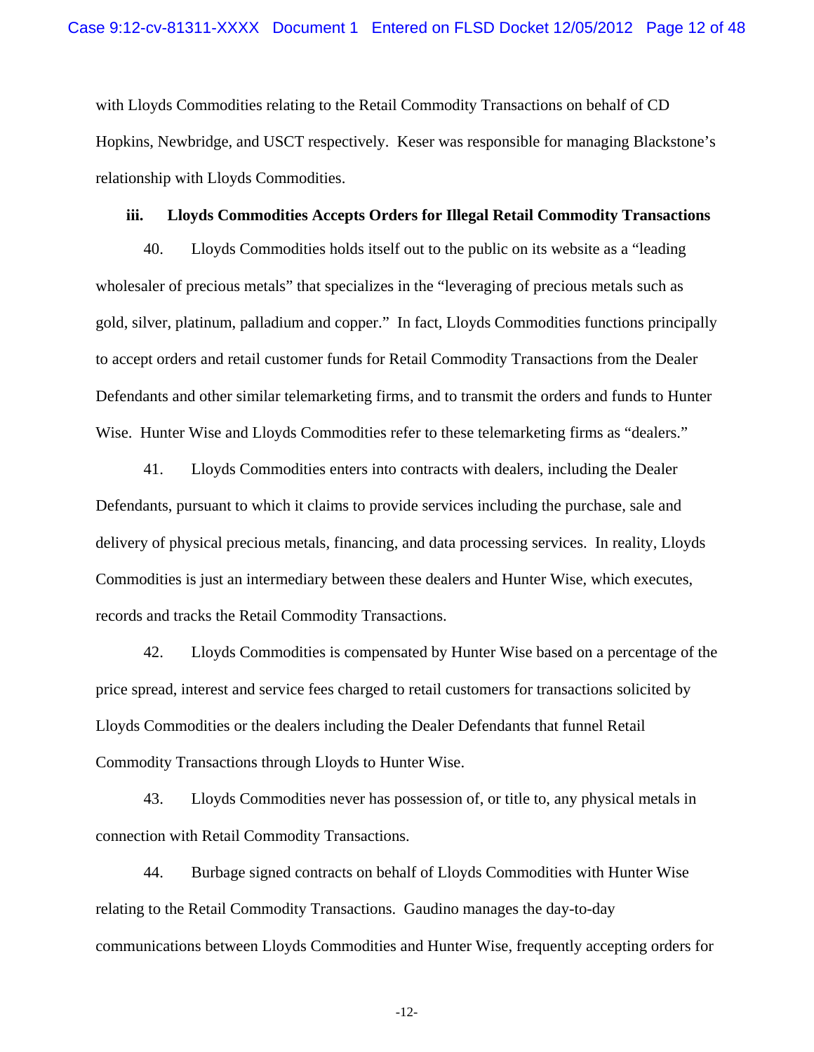with Lloyds Commodities relating to the Retail Commodity Transactions on behalf of CD Hopkins, Newbridge, and USCT respectively. Keser was responsible for managing Blackstone's relationship with Lloyds Commodities.

### iii. Lloyds Commodities Accepts Orders for Illegal Retail Commodity Transactions

40. Lloyds Commodities holds itself out to the public on its website as a "leading wholesaler of precious metals" that specializes in the "leveraging of precious metals such as gold, silver, platinum, palladium and copper." In fact, Lloyds Commodities functions principally to accept orders and retail customer funds for Retail Commodity Transactions from the Dealer Defendants and other similar telemarketing firms, and to transmit the orders and funds to Hunter Wise. Hunter Wise and Lloyds Commodities refer to these telemarketing firms as "dealers."

41. Lloyds Commodities enters into contracts with dealers, including the Dealer Defendants, pursuant to which it claims to provide services including the purchase, sale and delivery of physical precious metals, financing, and data processing services. In reality, Lloyds Commodities is just an intermediary between these dealers and Hunter Wise, which executes, records and tracks the Retail Commodity Transactions.

42. Lloyds Commodities is compensated by Hunter Wise based on a percentage of the price spread, interest and service fees charged to retail customers for transactions solicited by Lloyds Commodities or the dealers including the Dealer Defendants that funnel Retail Commodity Transactions through Lloyds to Hunter Wise.

43. Lloyds Commodities never has possession of, or title to, any physical metals in connection with Retail Commodity Transactions.

44. Burbage signed contracts on behalf of Lloyds Commodities with Hunter Wise relating to the Retail Commodity Transactions. Gaudino manages the day-to-day communications between Lloyds Commodities and Hunter Wise, frequently accepting orders for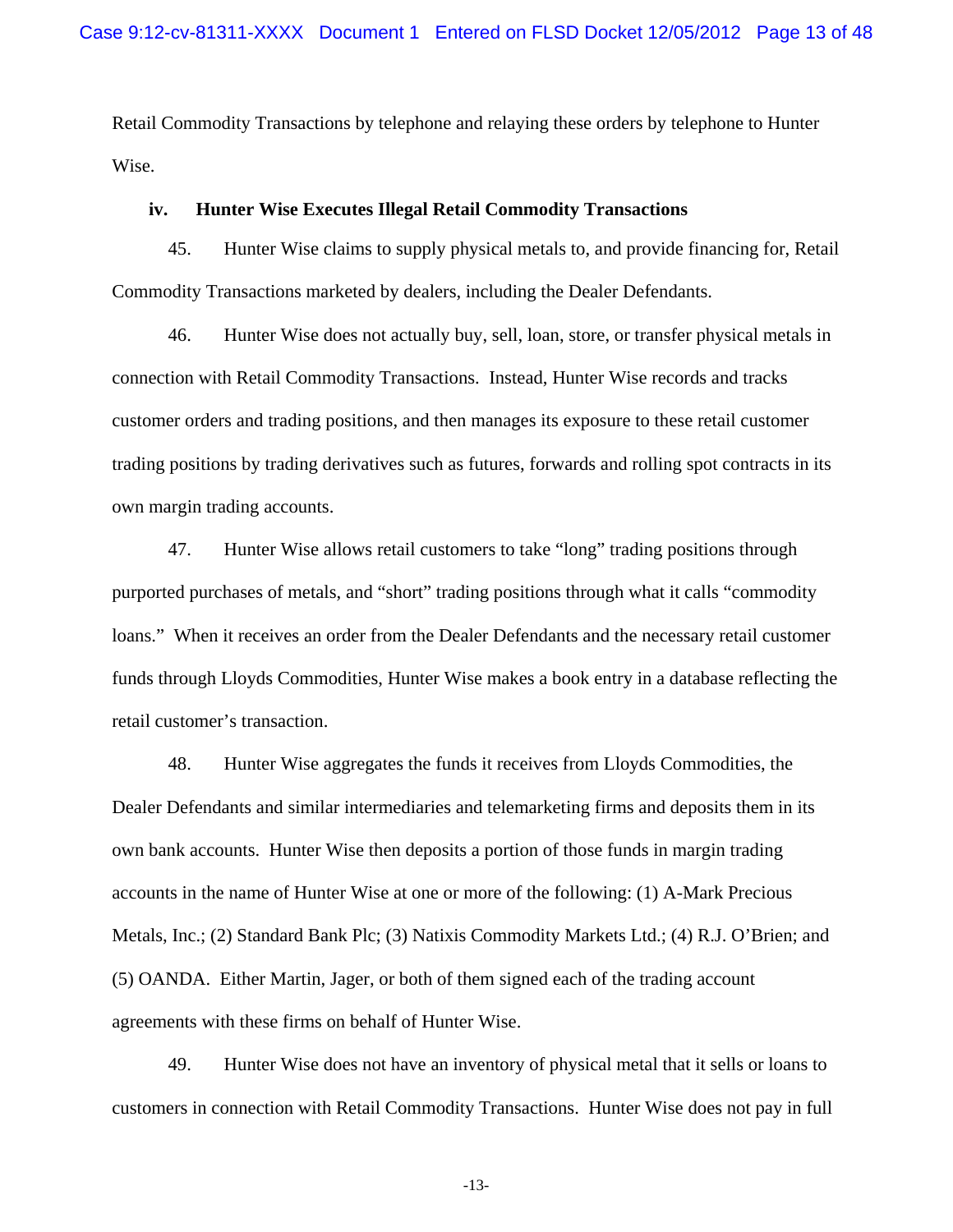Retail Commodity Transactions by telephone and relaying these orders by telephone to Hunter Wise.

**iv. Hunter Wise Executes Illegal Retail Commodity Transactions**

45. Hunter Wise claims to supply physical metals to, and provide financing for, Retail Commodity Transactions marketed by dealers, including the Dealer Defendants.

46. Hunter Wise does not actually buy, sell, loan, store, or transfer physical metals in connection with Retail Commodity Transactions. Instead, Hunter Wise records and tracks customer orders and trading positions, and then manages its exposure to these retail customer trading positions by trading derivatives such as futures, forwards and rolling spot contracts in its own margin trading accounts.

47. Hunter Wise allows retail customers to take "long" trading positions through purported purchases of metals, and "short" trading positions through what it calls "commodity loans." When it receives an order from the Dealer Defendants and the necessary retail customer funds through Lloyds Commodities, Hunter Wise makes a book entry in a database reflecting the retail customer's transaction.

48. Hunter Wise aggregates the funds it receives from Lloyds Commodities, the Dealer Defendants and similar intermediaries and telemarketing firms and deposits them in its own bank accounts. Hunter Wise then deposits a portion of those funds in margin trading accounts in the name of Hunter Wise at one or more of the following: (1) A-Mark Precious Metals, Inc.; (2) Standard Bank Plc; (3) Natixis Commodity Markets Ltd.; (4) R.J. O'Brien; and (5) OANDA. Either Martin, Jager, or both of them signed each of the trading account agreements with these firms on behalf of Hunter Wise.

49. Hunter Wise does not have an inventory of physical metal that it sells or loans to customers in connection with Retail Commodity Transactions. Hunter Wise does not pay in full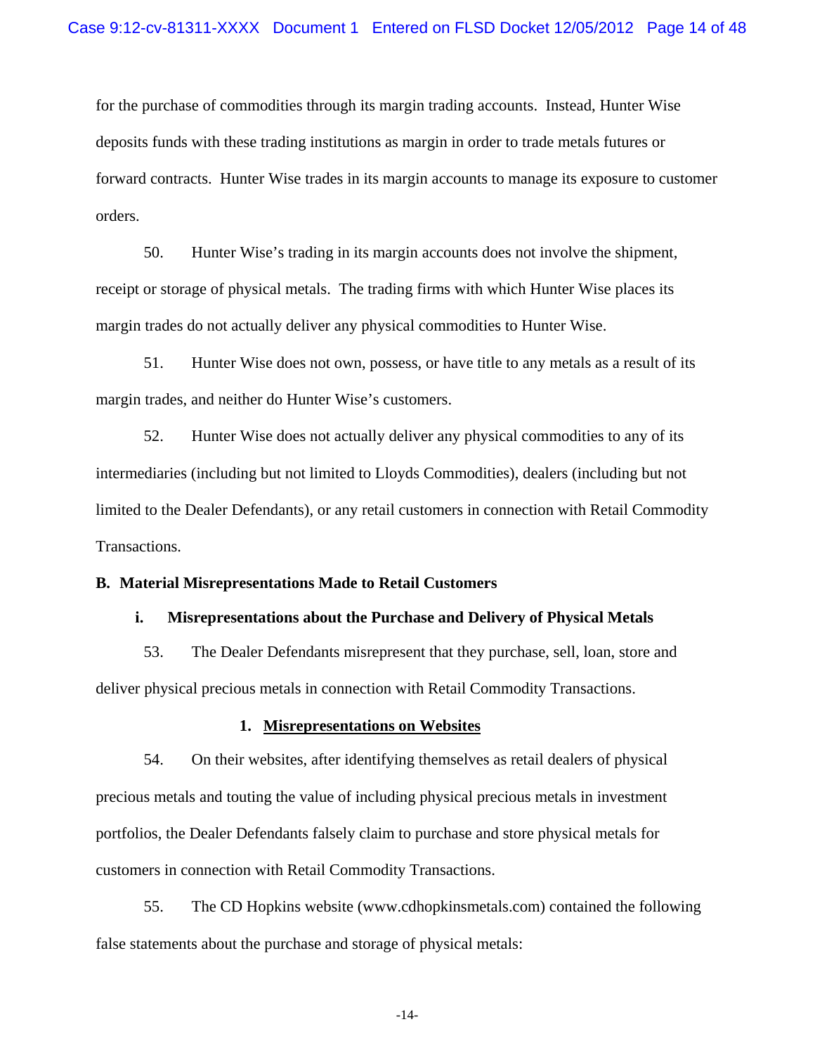for the purchase of commodities through its margin trading accounts. Instead, Hunter Wise deposits funds with these trading institutions as margin in order to trade metals futures or forward contracts. Hunter Wise trades in its margin accounts to manage its exposure to customer orders.

50. Hunter Wise's trading in its margin accounts does not involve the shipment, receipt or storage of physical metals. The trading firms with which Hunter Wise places its margin trades do not actually deliver any physical commodities to Hunter Wise.

51. Hunter Wise does not own, possess, or have title to any metals as a result of its margin trades, and neither do Hunter Wise's customers.

52. Hunter Wise does not actually deliver any physical commodities to any of its intermediaries (including but not limited to Lloyds Commodities), dealers (including but not limited to the Dealer Defendants), or any retail customers in connection with Retail Commodity Transactions.

**B. Material Misrepresentations Made to Retail Customers**

**i. Misrepresentations about the Purchase and Delivery of Physical Metals**

53. The Dealer Defendants misrepresent that they purchase, sell, loan, store and deliver physical precious metals in connection with Retail Commodity Transactions.

**1. <u>Misrepresentations on Websites</u>**

54. On their websites, after identifying themselves as retail dealers of physical precious metals and touting the value of including physical precious metals in investment portfolios, the Dealer Defendants falsely claim to purchase and store physical metals for customers in connection with Retail Commodity Transactions.

55. The CD Hopkins website (www.cdhopkinsmetals.com) contained the following false statements about the purchase and storage of physical metals: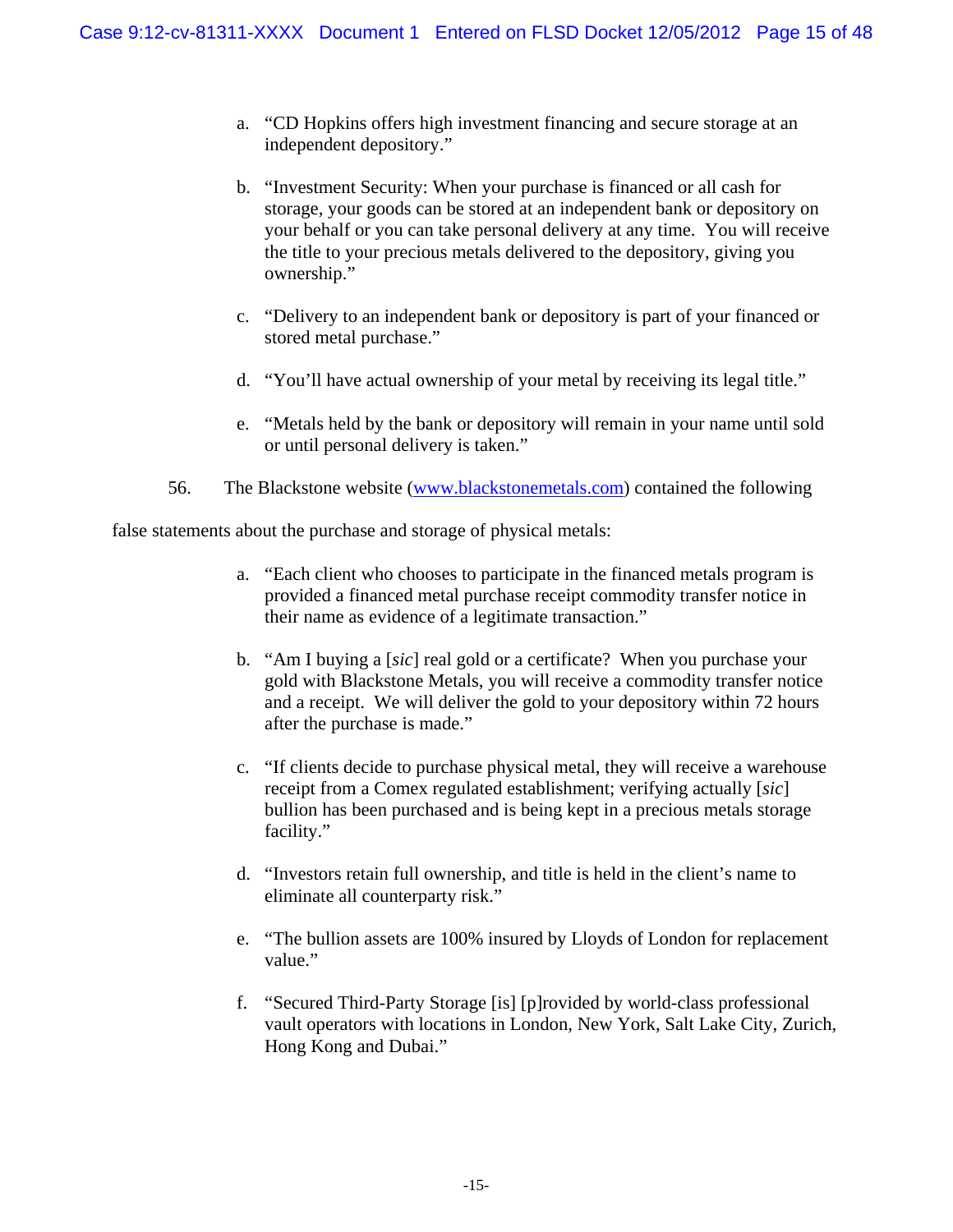a. "CD Hopkins offers high investment financing and secure storage at an independent depository."

b. "Investment Security: When your purchase is financed or all cash for storage, your goods can be stored at an independent bank or depository on your behalf or you can take personal delivery at any time. You will receive the title to your precious metals delivered to the depository, giving you ownership."

c. "Delivery to an independent bank or depository is part of your financed or stored metal purchase."

d. "You'll have actual ownership of your metal by receiving its legal title."

e. "Metals held by the bank or depository will remain in your name until sold or until personal delivery is taken."

56. The Blackstone website (www.blackstonemetals.com) contained the following false statements about the purchase and storage of physical metals:

a. "Each client who chooses to participate in the financed metals program is provided a financed metal purchase receipt commodity transfer notice in their name as evidence of a legitimate transaction."

b. "Am I buying a [*sic*] real gold or a certificate? When you purchase your gold with Blackstone Metals, you will receive a commodity transfer notice and a receipt. We will deliver the gold to your depository within 72 hours after the purchase is made."

c. "If clients decide to purchase physical metal, they will receive a warehouse receipt from a Comex regulated establishment; verifying actually [*sic*] bullion has been purchased and is being kept in a precious metals storage facility."

d. "Investors retain full ownership, and title is held in the client's name to eliminate all counterparty risk."

e. "The bullion assets are 100% insured by Lloyds of London for replacement value."

f. "Secured Third-Party Storage [is] [p]rovided by world-class professional vault operators with locations in London, New York, Salt Lake City, Zurich, Hong Kong and Dubai."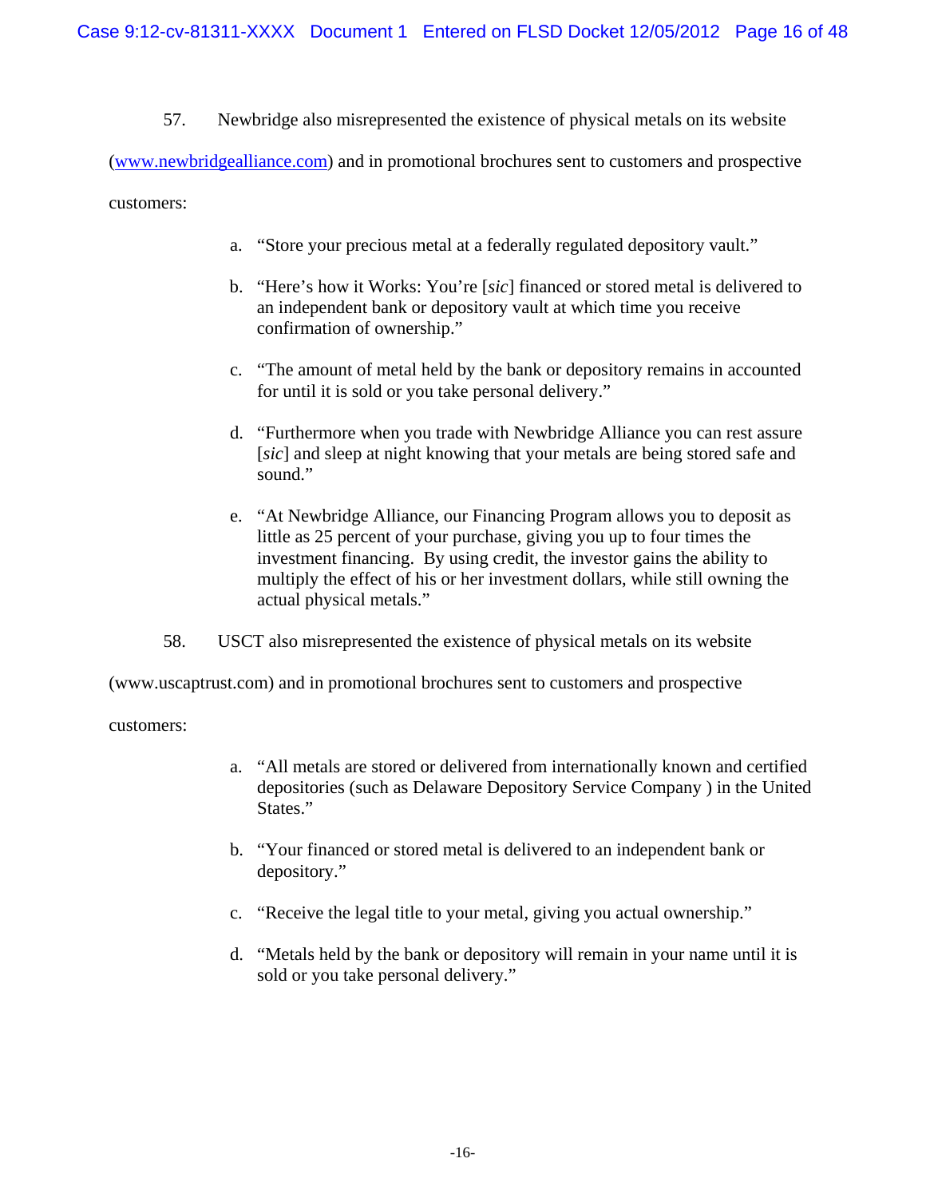57. Newbridge also misrepresented the existence of physical metals on its website (www.newbridgealliance.com) and in promotional brochures sent to customers and prospective customers:

a. "Store your precious metal at a federally regulated depository vault."

b. "Here's how it Works: You're [*sic*] financed or stored metal is delivered to an independent bank or depository vault at which time you receive confirmation of ownership."

c. "The amount of metal held by the bank or depository remains in accounted for until it is sold or you take personal delivery."

d. "Furthermore when you trade with Newbridge Alliance you can rest assure [*sic*] and sleep at night knowing that your metals are being stored safe and sound."

e. "At Newbridge Alliance, our Financing Program allows you to deposit as little as 25 percent of your purchase, giving you up to four times the investment financing. By using credit, the investor gains the ability to multiply the effect of his or her investment dollars, while still owning the actual physical metals."

58. USCT also misrepresented the existence of physical metals on its website (www.uscaptrust.com) and in promotional brochures sent to customers and prospective customers:

a. "All metals are stored or delivered from internationally known and certified depositories (such as Delaware Depository Service Company ) in the United States."

b. "Your financed or stored metal is delivered to an independent bank or depository."

c. "Receive the legal title to your metal, giving you actual ownership."

d. "Metals held by the bank or depository will remain in your name until it is sold or you take personal delivery."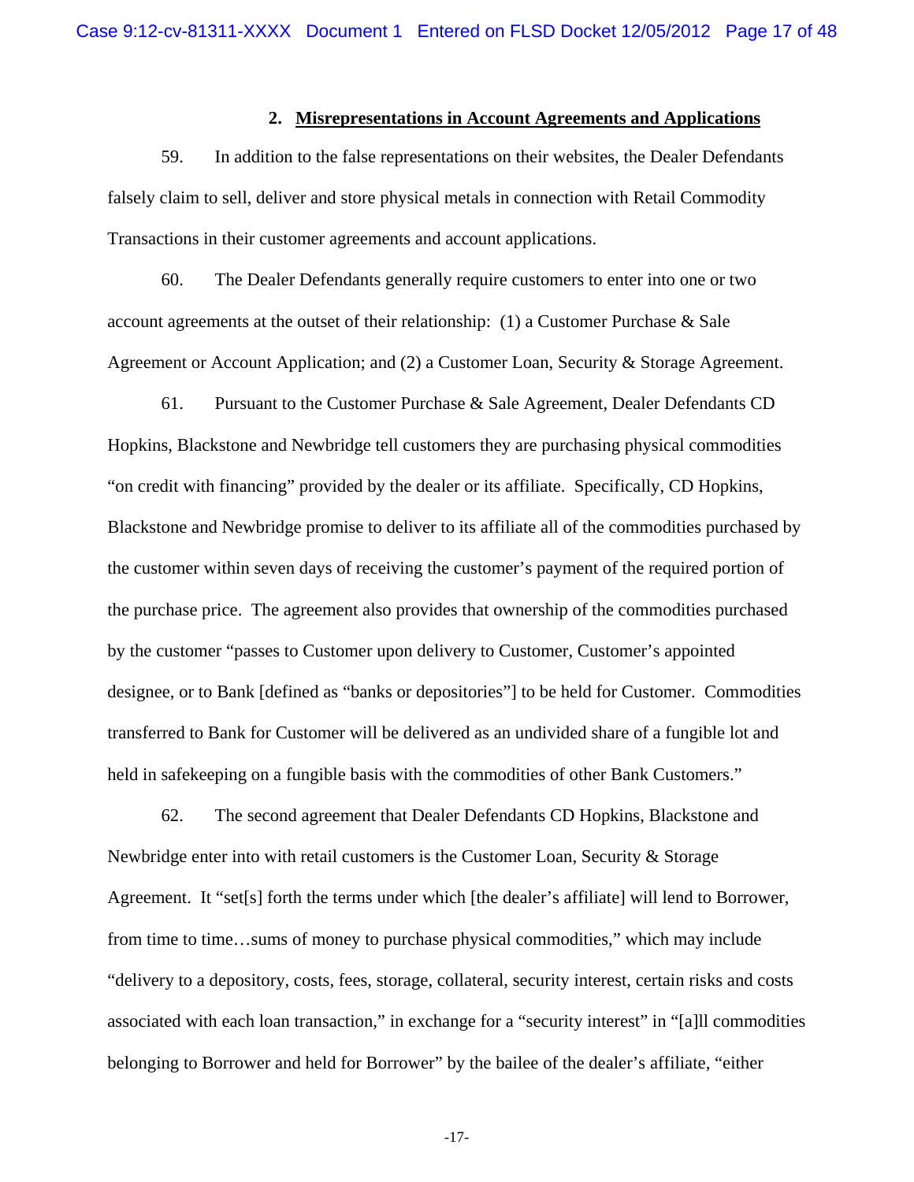### 2. **Misrepresentations in Account Agreements and Applications**

59. In addition to the false representations on their websites, the Dealer Defendants falsely claim to sell, deliver and store physical metals in connection with Retail Commodity Transactions in their customer agreements and account applications.

60. The Dealer Defendants generally require customers to enter into one or two account agreements at the outset of their relationship: (1) a Customer Purchase & Sale Agreement or Account Application; and (2) a Customer Loan, Security & Storage Agreement.

61. Pursuant to the Customer Purchase & Sale Agreement, Dealer Defendants CD Hopkins, Blackstone and Newbridge tell customers they are purchasing physical commodities "on credit with financing" provided by the dealer or its affiliate. Specifically, CD Hopkins, Blackstone and Newbridge promise to deliver to its affiliate all of the commodities purchased by the customer within seven days of receiving the customer's payment of the required portion of the purchase price. The agreement also provides that ownership of the commodities purchased by the customer "passes to Customer upon delivery to Customer, Customer's appointed designee, or to Bank [defined as "banks or depositories"] to be held for Customer. Commodities transferred to Bank for Customer will be delivered as an undivided share of a fungible lot and held in safekeeping on a fungible basis with the commodities of other Bank Customers."

62. The second agreement that Dealer Defendants CD Hopkins, Blackstone and Newbridge enter into with retail customers is the Customer Loan, Security & Storage Agreement. It "set[s] forth the terms under which [the dealer's affiliate] will lend to Borrower, from time to time…sums of money to purchase physical commodities," which may include "delivery to a depository, costs, fees, storage, collateral, security interest, certain risks and costs associated with each loan transaction," in exchange for a "security interest" in "[a]ll commodities belonging to Borrower and held for Borrower" by the bailee of the dealer's affiliate, "either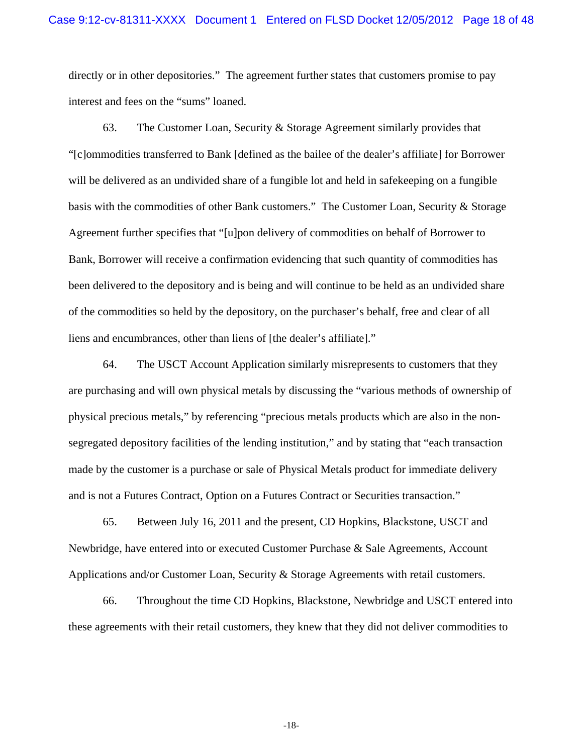directly or in other depositories." The agreement further states that customers promise to pay interest and fees on the "sums" loaned.

63. The Customer Loan, Security & Storage Agreement similarly provides that "[c]ommodities transferred to Bank [defined as the bailee of the dealer's affiliate] for Borrower will be delivered as an undivided share of a fungible lot and held in safekeeping on a fungible basis with the commodities of other Bank customers." The Customer Loan, Security & Storage Agreement further specifies that "[u]pon delivery of commodities on behalf of Borrower to Bank, Borrower will receive a confirmation evidencing that such quantity of commodities has been delivered to the depository and is being and will continue to be held as an undivided share of the commodities so held by the depository, on the purchaser's behalf, free and clear of all liens and encumbrances, other than liens of [the dealer's affiliate]."

64. The USCT Account Application similarly misrepresents to customers that they are purchasing and will own physical metals by discussing the "various methods of ownership of physical precious metals," by referencing "precious metals products which are also in the non-segregated depository facilities of the lending institution," and by stating that "each transaction made by the customer is a purchase or sale of Physical Metals product for immediate delivery and is not a Futures Contract, Option on a Futures Contract or Securities transaction."

65. Between July 16, 2011 and the present, CD Hopkins, Blackstone, USCT and Newbridge, have entered into or executed Customer Purchase & Sale Agreements, Account Applications and/or Customer Loan, Security & Storage Agreements with retail customers.

66. Throughout the time CD Hopkins, Blackstone, Newbridge and USCT entered into these agreements with their retail customers, they knew that they did not deliver commodities to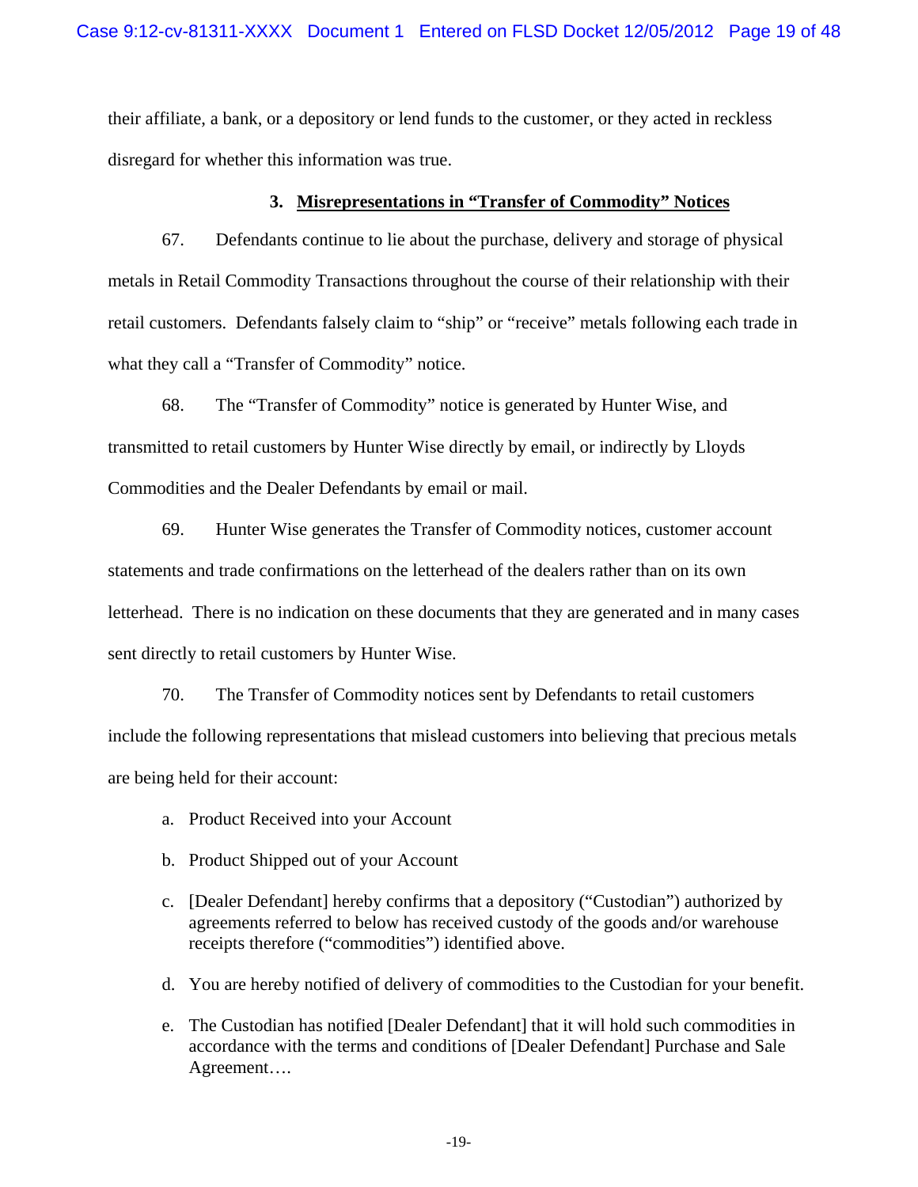their affiliate, a bank, or a depository or lend funds to the customer, or they acted in reckless disregard for whether this information was true.

### 3. Misrepresentations in "Transfer of Commodity" Notices

67. Defendants continue to lie about the purchase, delivery and storage of physical metals in Retail Commodity Transactions throughout the course of their relationship with their retail customers. Defendants falsely claim to "ship" or "receive" metals following each trade in what they call a "Transfer of Commodity" notice.

68. The "Transfer of Commodity" notice is generated by Hunter Wise, and transmitted to retail customers by Hunter Wise directly by email, or indirectly by Lloyds Commodities and the Dealer Defendants by email or mail.

69. Hunter Wise generates the Transfer of Commodity notices, customer account statements and trade confirmations on the letterhead of the dealers rather than on its own letterhead. There is no indication on these documents that they are generated and in many cases sent directly to retail customers by Hunter Wise.

70. The Transfer of Commodity notices sent by Defendants to retail customers include the following representations that mislead customers into believing that precious metals are being held for their account:

a. Product Received into your Account

b. Product Shipped out of your Account

c. [Dealer Defendant] hereby confirms that a depository ("Custodian") authorized by agreements referred to below has received custody of the goods and/or warehouse receipts therefore ("commodities") identified above.

d. You are hereby notified of delivery of commodities to the Custodian for your benefit.

e. The Custodian has notified [Dealer Defendant] that it will hold such commodities in accordance with the terms and conditions of [Dealer Defendant] Purchase and Sale Agreement….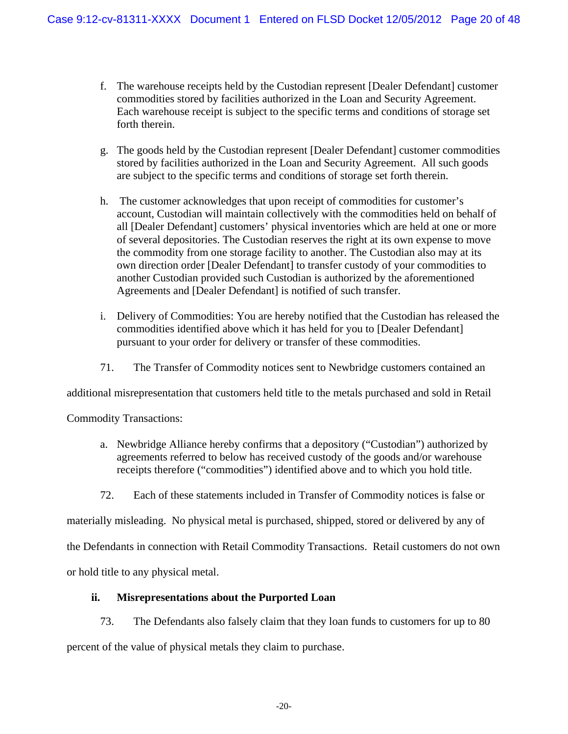f. The warehouse receipts held by the Custodian represent [Dealer Defendant] customer commodities stored by facilities authorized in the Loan and Security Agreement. Each warehouse receipt is subject to the specific terms and conditions of storage set forth therein.

g. The goods held by the Custodian represent [Dealer Defendant] customer commodities stored by facilities authorized in the Loan and Security Agreement. All such goods are subject to the specific terms and conditions of storage set forth therein.

h. The customer acknowledges that upon receipt of commodities for customer's account, Custodian will maintain collectively with the commodities held on behalf of all [Dealer Defendant] customers' physical inventories which are held at one or more of several depositories. The Custodian reserves the right at its own expense to move the commodity from one storage facility to another. The Custodian also may at its own direction order [Dealer Defendant] to transfer custody of your commodities to another Custodian provided such Custodian is authorized by the aforementioned Agreements and [Dealer Defendant] is notified of such transfer.

i. Delivery of Commodities: You are hereby notified that the Custodian has released the commodities identified above which it has held for you to [Dealer Defendant] pursuant to your order for delivery or transfer of these commodities.

71. The Transfer of Commodity notices sent to Newbridge customers contained an additional misrepresentation that customers held title to the metals purchased and sold in Retail Commodity Transactions:

a. Newbridge Alliance hereby confirms that a depository ("Custodian") authorized by agreements referred to below has received custody of the goods and/or warehouse receipts therefore ("commodities") identified above and to which you hold title.

72. Each of these statements included in Transfer of Commodity notices is false or materially misleading. No physical metal is purchased, shipped, stored or delivered by any of the Defendants in connection with Retail Commodity Transactions. Retail customers do not own or hold title to any physical metal.

### ii. Misrepresentations about the Purported Loan

73. The Defendants also falsely claim that they loan funds to customers for up to 80 percent of the value of physical metals they claim to purchase.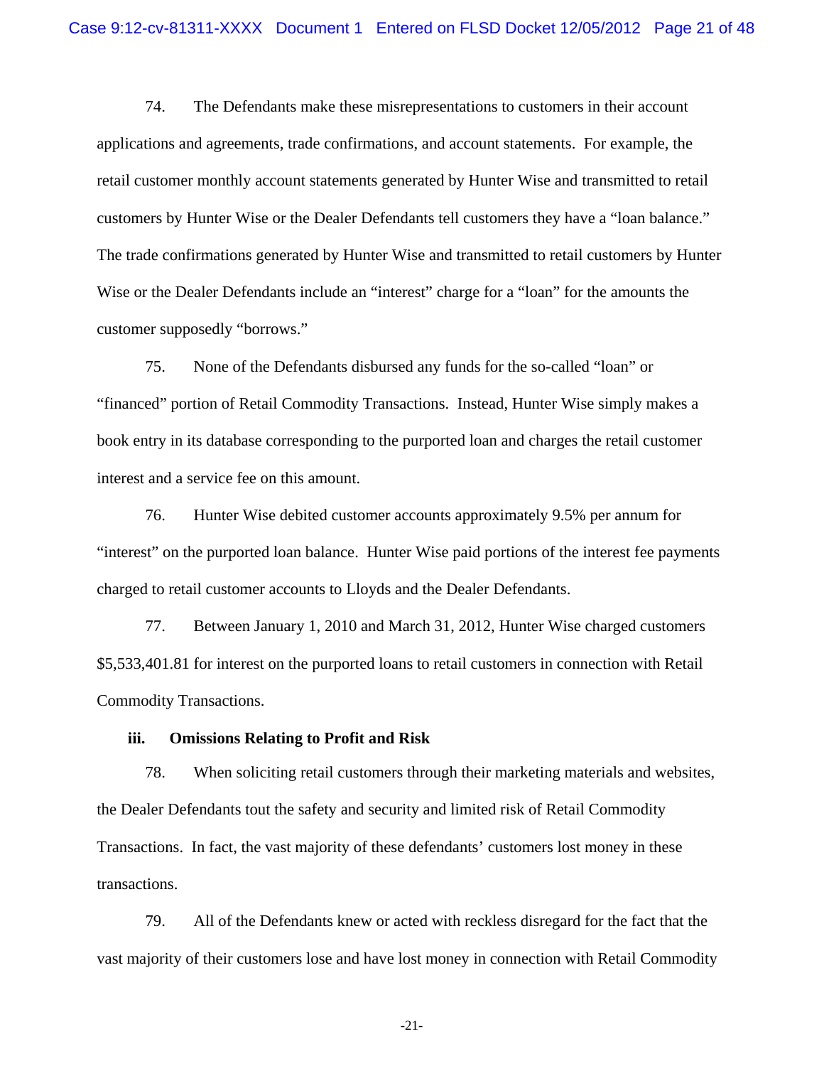74. The Defendants make these misrepresentations to customers in their account applications and agreements, trade confirmations, and account statements. For example, the retail customer monthly account statements generated by Hunter Wise and transmitted to retail customers by Hunter Wise or the Dealer Defendants tell customers they have a "loan balance." The trade confirmations generated by Hunter Wise and transmitted to retail customers by Hunter Wise or the Dealer Defendants include an "interest" charge for a "loan" for the amounts the customer supposedly "borrows."

75. None of the Defendants disbursed any funds for the so-called "loan" or "financed" portion of Retail Commodity Transactions. Instead, Hunter Wise simply makes a book entry in its database corresponding to the purported loan and charges the retail customer interest and a service fee on this amount.

76. Hunter Wise debited customer accounts approximately 9.5% per annum for "interest" on the purported loan balance. Hunter Wise paid portions of the interest fee payments charged to retail customer accounts to Lloyds and the Dealer Defendants.

77. Between January 1, 2010 and March 31, 2012, Hunter Wise charged customers $5,533,401.81 for interest on the purported loans to retail customers in connection with Retail Commodity Transactions.

### iii. Omissions Relating to Profit and Risk

78. When soliciting retail customers through their marketing materials and websites, the Dealer Defendants tout the safety and security and limited risk of Retail Commodity Transactions. In fact, the vast majority of these defendants' customers lost money in these transactions.

79. All of the Defendants knew or acted with reckless disregard for the fact that the vast majority of their customers lose and have lost money in connection with Retail Commodity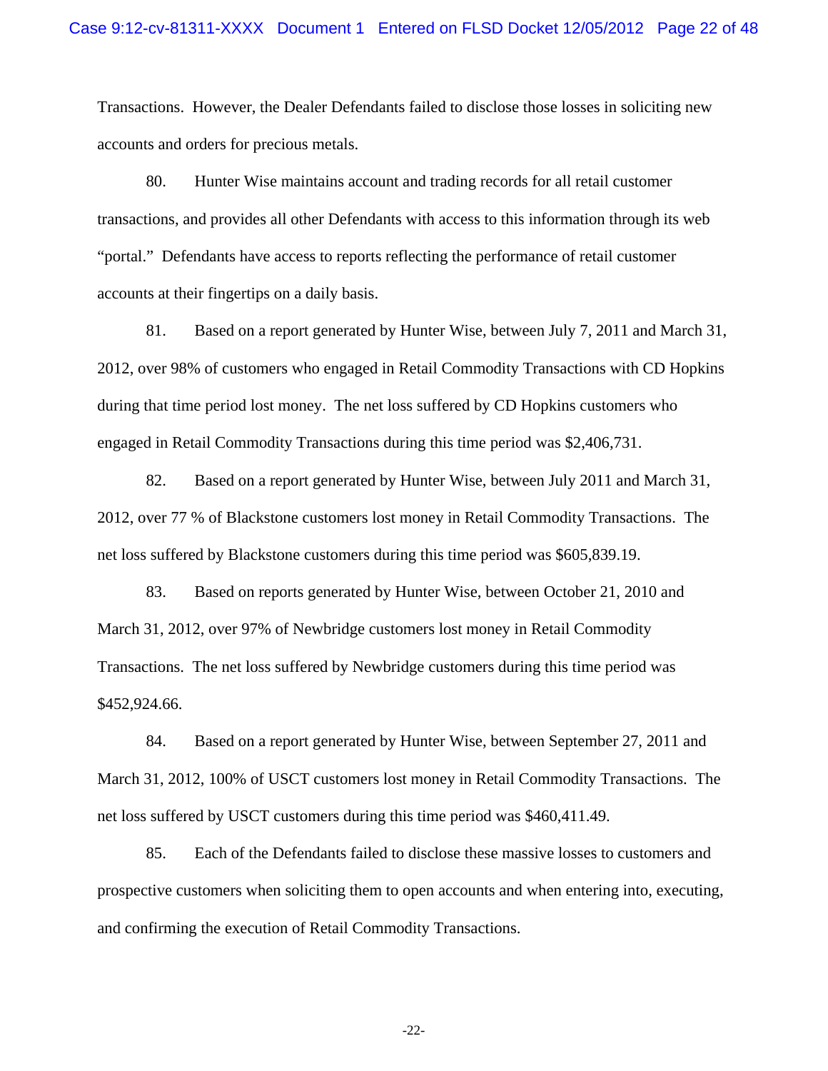Transactions. However, the Dealer Defendants failed to disclose those losses in soliciting new accounts and orders for precious metals.

80. Hunter Wise maintains account and trading records for all retail customer transactions, and provides all other Defendants with access to this information through its web "portal." Defendants have access to reports reflecting the performance of retail customer accounts at their fingertips on a daily basis.

81. Based on a report generated by Hunter Wise, between July 7, 2011 and March 31, 2012, over 98% of customers who engaged in Retail Commodity Transactions with CD Hopkins during that time period lost money. The net loss suffered by CD Hopkins customers who engaged in Retail Commodity Transactions during this time period was $2,406,731.

82. Based on a report generated by Hunter Wise, between July 2011 and March 31, 2012, over 77 % of Blackstone customers lost money in Retail Commodity Transactions. The net loss suffered by Blackstone customers during this time period was $605,839.19.

83. Based on reports generated by Hunter Wise, between October 21, 2010 and March 31, 2012, over 97% of Newbridge customers lost money in Retail Commodity Transactions. The net loss suffered by Newbridge customers during this time period was $452,924.66.

84. Based on a report generated by Hunter Wise, between September 27, 2011 and March 31, 2012, 100% of USCT customers lost money in Retail Commodity Transactions. The net loss suffered by USCT customers during this time period was $460,411.49.

85. Each of the Defendants failed to disclose these massive losses to customers and prospective customers when soliciting them to open accounts and when entering into, executing, and confirming the execution of Retail Commodity Transactions.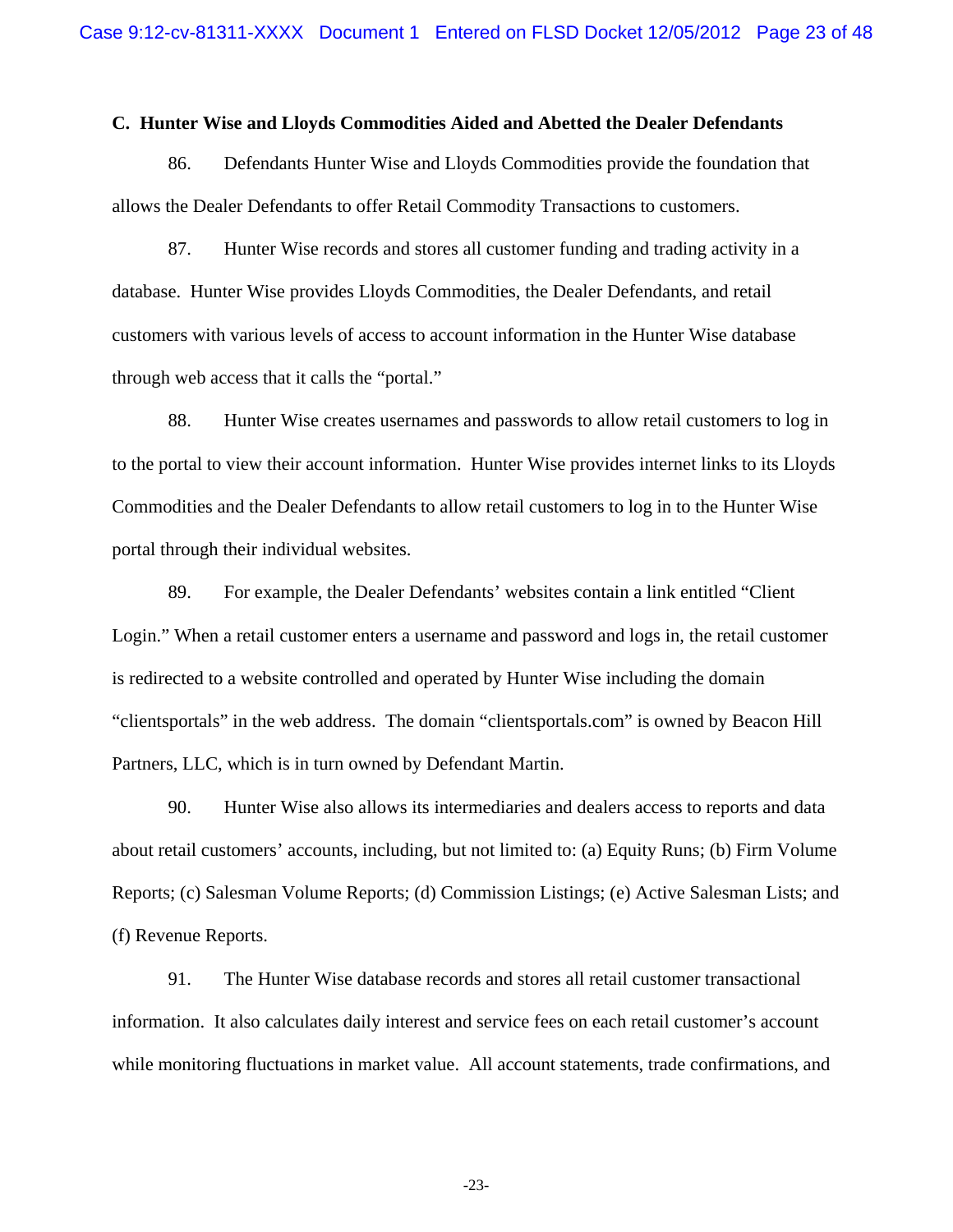### C. Hunter Wise and Lloyds Commodities Aided and Abetted the Dealer Defendants

86. Defendants Hunter Wise and Lloyds Commodities provide the foundation that allows the Dealer Defendants to offer Retail Commodity Transactions to customers.

87. Hunter Wise records and stores all customer funding and trading activity in a database. Hunter Wise provides Lloyds Commodities, the Dealer Defendants, and retail customers with various levels of access to account information in the Hunter Wise database through web access that it calls the "portal."

88. Hunter Wise creates usernames and passwords to allow retail customers to log in to the portal to view their account information. Hunter Wise provides internet links to its Lloyds Commodities and the Dealer Defendants to allow retail customers to log in to the Hunter Wise portal through their individual websites.

89. For example, the Dealer Defendants' websites contain a link entitled "Client Login." When a retail customer enters a username and password and logs in, the retail customer is redirected to a website controlled and operated by Hunter Wise including the domain "clientsportals" in the web address. The domain "clientsportals.com" is owned by Beacon Hill Partners, LLC, which is in turn owned by Defendant Martin.

90. Hunter Wise also allows its intermediaries and dealers access to reports and data about retail customers' accounts, including, but not limited to: (a) Equity Runs; (b) Firm Volume Reports; (c) Salesman Volume Reports; (d) Commission Listings; (e) Active Salesman Lists; and (f) Revenue Reports.

91. The Hunter Wise database records and stores all retail customer transactional information. It also calculates daily interest and service fees on each retail customer's account while monitoring fluctuations in market value. All account statements, trade confirmations, and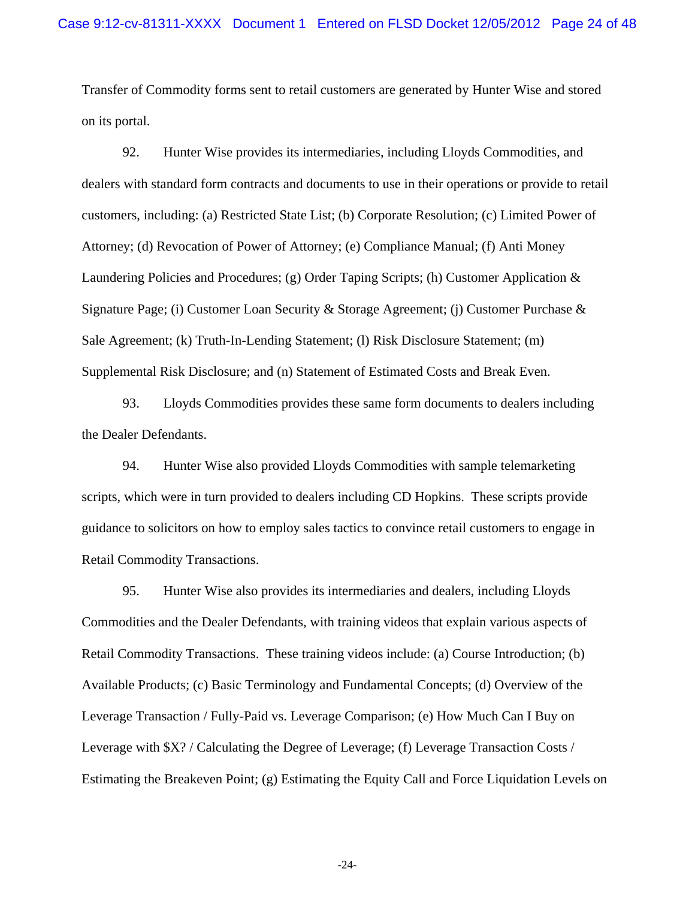Transfer of Commodity forms sent to retail customers are generated by Hunter Wise and stored on its portal.

92. Hunter Wise provides its intermediaries, including Lloyds Commodities, and dealers with standard form contracts and documents to use in their operations or provide to retail customers, including: (a) Restricted State List; (b) Corporate Resolution; (c) Limited Power of Attorney; (d) Revocation of Power of Attorney; (e) Compliance Manual; (f) Anti Money Laundering Policies and Procedures; (g) Order Taping Scripts; (h) Customer Application & Signature Page; (i) Customer Loan Security & Storage Agreement; (j) Customer Purchase & Sale Agreement; (k) Truth-In-Lending Statement; (l) Risk Disclosure Statement; (m) Supplemental Risk Disclosure; and (n) Statement of Estimated Costs and Break Even.

93. Lloyds Commodities provides these same form documents to dealers including the Dealer Defendants.

94. Hunter Wise also provided Lloyds Commodities with sample telemarketing scripts, which were in turn provided to dealers including CD Hopkins. These scripts provide guidance to solicitors on how to employ sales tactics to convince retail customers to engage in Retail Commodity Transactions.

95. Hunter Wise also provides its intermediaries and dealers, including Lloyds Commodities and the Dealer Defendants, with training videos that explain various aspects of Retail Commodity Transactions. These training videos include: (a) Course Introduction; (b) Available Products; (c) Basic Terminology and Fundamental Concepts; (d) Overview of the Leverage Transaction / Fully-Paid vs. Leverage Comparison; (e) How Much Can I Buy on Leverage with $X? / Calculating the Degree of Leverage; (f) Leverage Transaction Costs / Estimating the Breakeven Point; (g) Estimating the Equity Call and Force Liquidation Levels on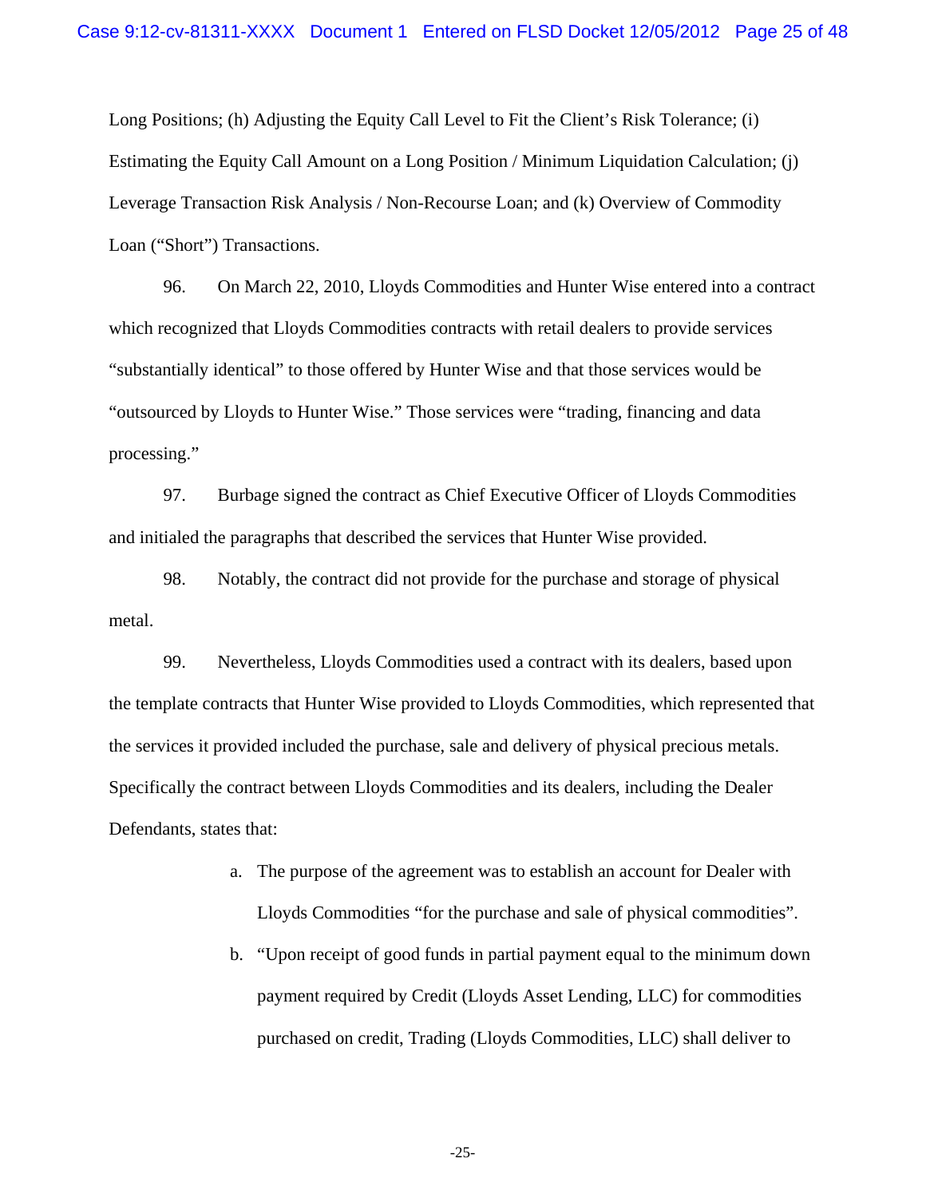Long Positions; (h) Adjusting the Equity Call Level to Fit the Client's Risk Tolerance; (i) Estimating the Equity Call Amount on a Long Position / Minimum Liquidation Calculation; (j) Leverage Transaction Risk Analysis / Non-Recourse Loan; and (k) Overview of Commodity Loan ("Short") Transactions.

96. On March 22, 2010, Lloyds Commodities and Hunter Wise entered into a contract which recognized that Lloyds Commodities contracts with retail dealers to provide services "substantially identical" to those offered by Hunter Wise and that those services would be "outsourced by Lloyds to Hunter Wise." Those services were "trading, financing and data processing."

97. Burbage signed the contract as Chief Executive Officer of Lloyds Commodities and initialed the paragraphs that described the services that Hunter Wise provided.

98. Notably, the contract did not provide for the purchase and storage of physical metal.

99. Nevertheless, Lloyds Commodities used a contract with its dealers, based upon the template contracts that Hunter Wise provided to Lloyds Commodities, which represented that the services it provided included the purchase, sale and delivery of physical precious metals. Specifically the contract between Lloyds Commodities and its dealers, including the Dealer Defendants, states that:

a. The purpose of the agreement was to establish an account for Dealer with Lloyds Commodities "for the purchase and sale of physical commodities".

b. "Upon receipt of good funds in partial payment equal to the minimum down payment required by Credit (Lloyds Asset Lending, LLC) for commodities purchased on credit, Trading (Lloyds Commodities, LLC) shall deliver to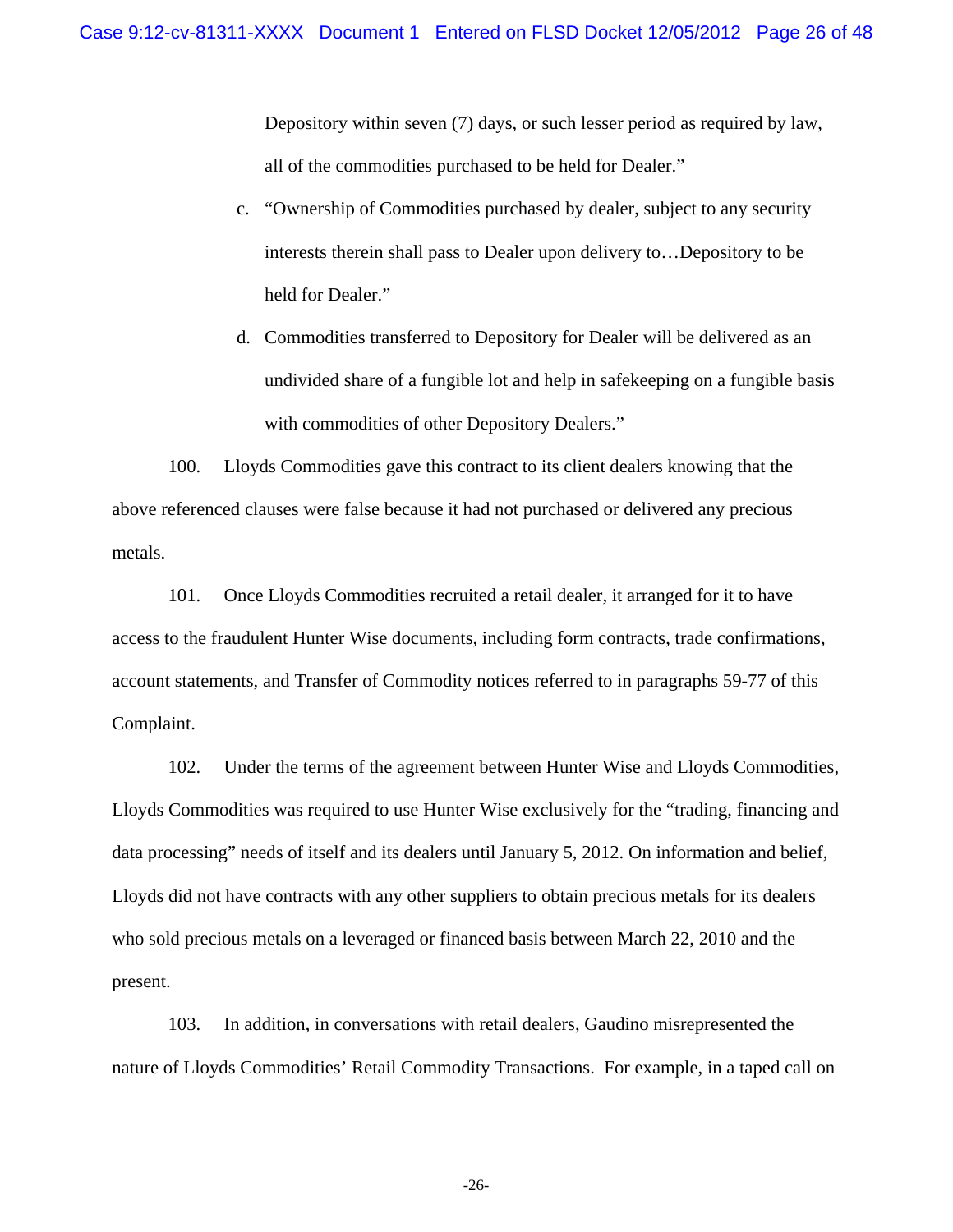Depository within seven (7) days, or such lesser period as required by law, all of the commodities purchased to be held for Dealer."

c. "Ownership of Commodities purchased by dealer, subject to any security interests therein shall pass to Dealer upon delivery to…Depository to be held for Dealer."

d. Commodities transferred to Depository for Dealer will be delivered as an undivided share of a fungible lot and help in safekeeping on a fungible basis with commodities of other Depository Dealers."

100. Lloyds Commodities gave this contract to its client dealers knowing that the above referenced clauses were false because it had not purchased or delivered any precious metals.

101. Once Lloyds Commodities recruited a retail dealer, it arranged for it to have access to the fraudulent Hunter Wise documents, including form contracts, trade confirmations, account statements, and Transfer of Commodity notices referred to in paragraphs 59-77 of this Complaint.

102. Under the terms of the agreement between Hunter Wise and Lloyds Commodities, Lloyds Commodities was required to use Hunter Wise exclusively for the "trading, financing and data processing" needs of itself and its dealers until January 5, 2012. On information and belief, Lloyds did not have contracts with any other suppliers to obtain precious metals for its dealers who sold precious metals on a leveraged or financed basis between March 22, 2010 and the present.

103. In addition, in conversations with retail dealers, Gaudino misrepresented the nature of Lloyds Commodities' Retail Commodity Transactions. For example, in a taped call on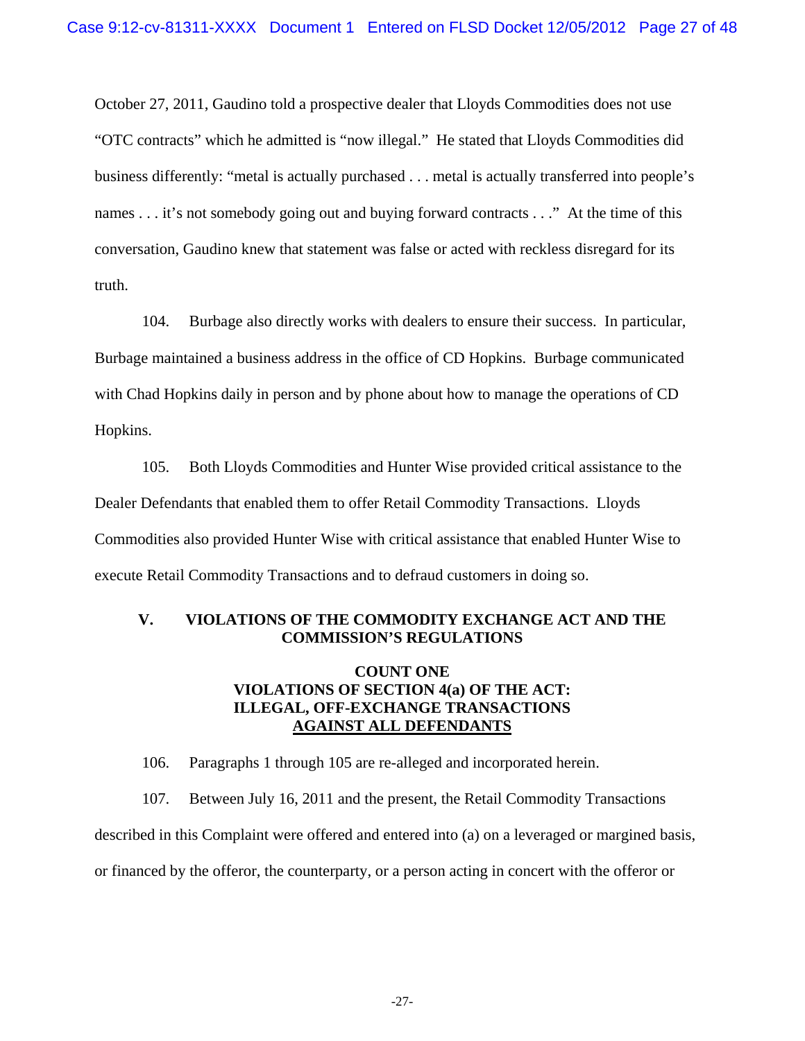October 27, 2011, Gaudino told a prospective dealer that Lloyds Commodities does not use "OTC contracts" which he admitted is "now illegal." He stated that Lloyds Commodities did business differently: "metal is actually purchased . . . metal is actually transferred into people's names . . . it's not somebody going out and buying forward contracts . . ." At the time of this conversation, Gaudino knew that statement was false or acted with reckless disregard for its truth.

104. Burbage also directly works with dealers to ensure their success. In particular, Burbage maintained a business address in the office of CD Hopkins. Burbage communicated with Chad Hopkins daily in person and by phone about how to manage the operations of CD Hopkins.

105. Both Lloyds Commodities and Hunter Wise provided critical assistance to the Dealer Defendants that enabled them to offer Retail Commodity Transactions. Lloyds Commodities also provided Hunter Wise with critical assistance that enabled Hunter Wise to execute Retail Commodity Transactions and to defraud customers in doing so.

## V. VIOLATIONS OF THE COMMODITY EXCHANGE ACT AND THE COMMISSION'S REGULATIONS

### COUNT ONE
### VIOLATIONS OF SECTION 4(a) OF THE ACT: ILLEGAL, OFF-EXCHANGE TRANSACTIONS
### AGAINST ALL DEFENDANTS

106. Paragraphs 1 through 105 are re-alleged and incorporated herein.

107. Between July 16, 2011 and the present, the Retail Commodity Transactions described in this Complaint were offered and entered into (a) on a leveraged or margined basis, or financed by the offeror, the counterparty, or a person acting in concert with the offeror or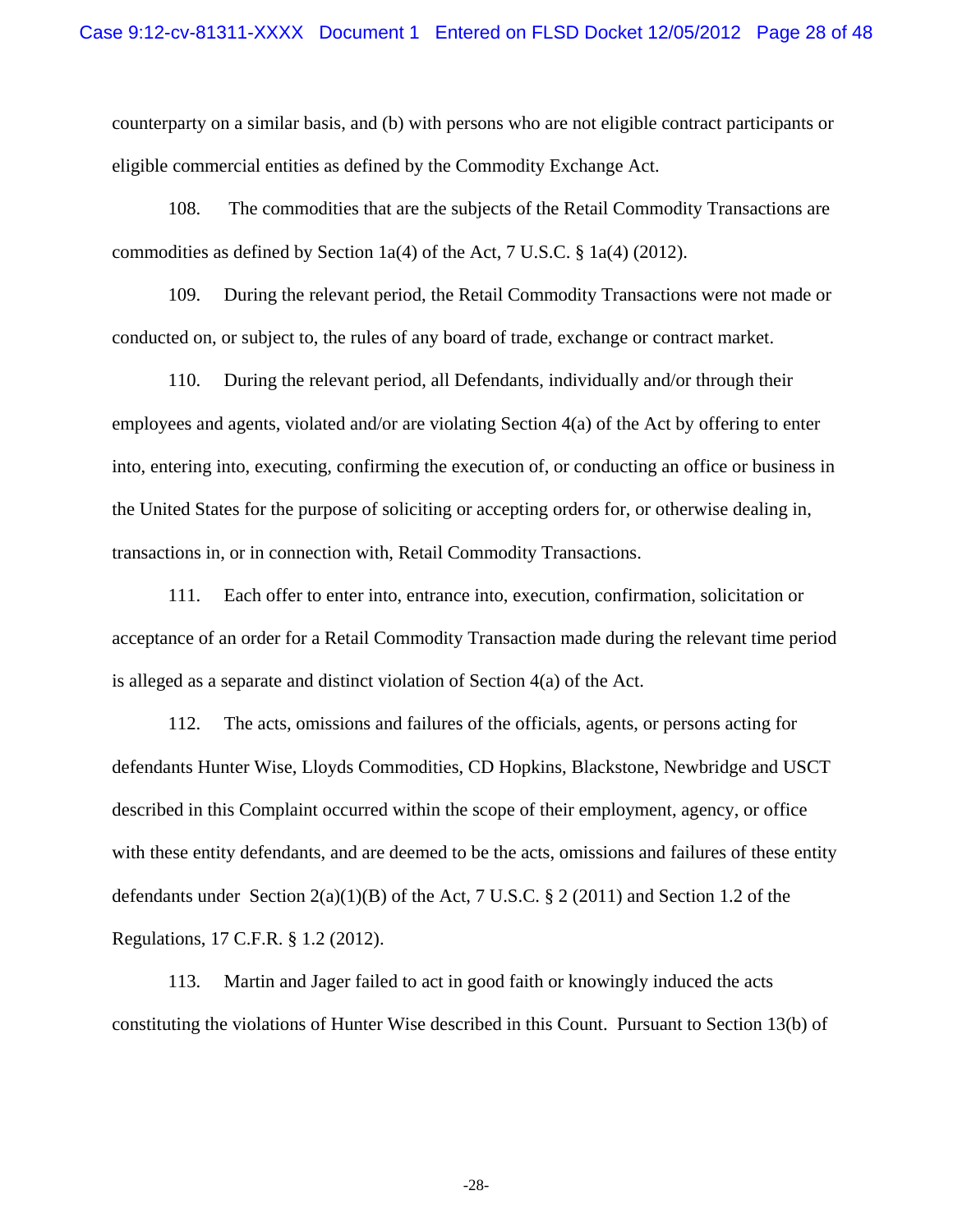counterparty on a similar basis, and (b) with persons who are not eligible contract participants or eligible commercial entities as defined by the Commodity Exchange Act.

108. The commodities that are the subjects of the Retail Commodity Transactions are commodities as defined by Section 1a(4) of the Act, 7 U.S.C. § 1a(4) (2012).

109. During the relevant period, the Retail Commodity Transactions were not made or conducted on, or subject to, the rules of any board of trade, exchange or contract market.

110. During the relevant period, all Defendants, individually and/or through their employees and agents, violated and/or are violating Section 4(a) of the Act by offering to enter into, entering into, executing, confirming the execution of, or conducting an office or business in the United States for the purpose of soliciting or accepting orders for, or otherwise dealing in, transactions in, or in connection with, Retail Commodity Transactions.

111. Each offer to enter into, entrance into, execution, confirmation, solicitation or acceptance of an order for a Retail Commodity Transaction made during the relevant time period is alleged as a separate and distinct violation of Section 4(a) of the Act.

112. The acts, omissions and failures of the officials, agents, or persons acting for defendants Hunter Wise, Lloyds Commodities, CD Hopkins, Blackstone, Newbridge and USCT described in this Complaint occurred within the scope of their employment, agency, or office with these entity defendants, and are deemed to be the acts, omissions and failures of these entity defendants under Section 2(a)(1)(B) of the Act, 7 U.S.C. § 2 (2011) and Section 1.2 of the Regulations, 17 C.F.R. § 1.2 (2012).

113. Martin and Jager failed to act in good faith or knowingly induced the acts constituting the violations of Hunter Wise described in this Count. Pursuant to Section 13(b) of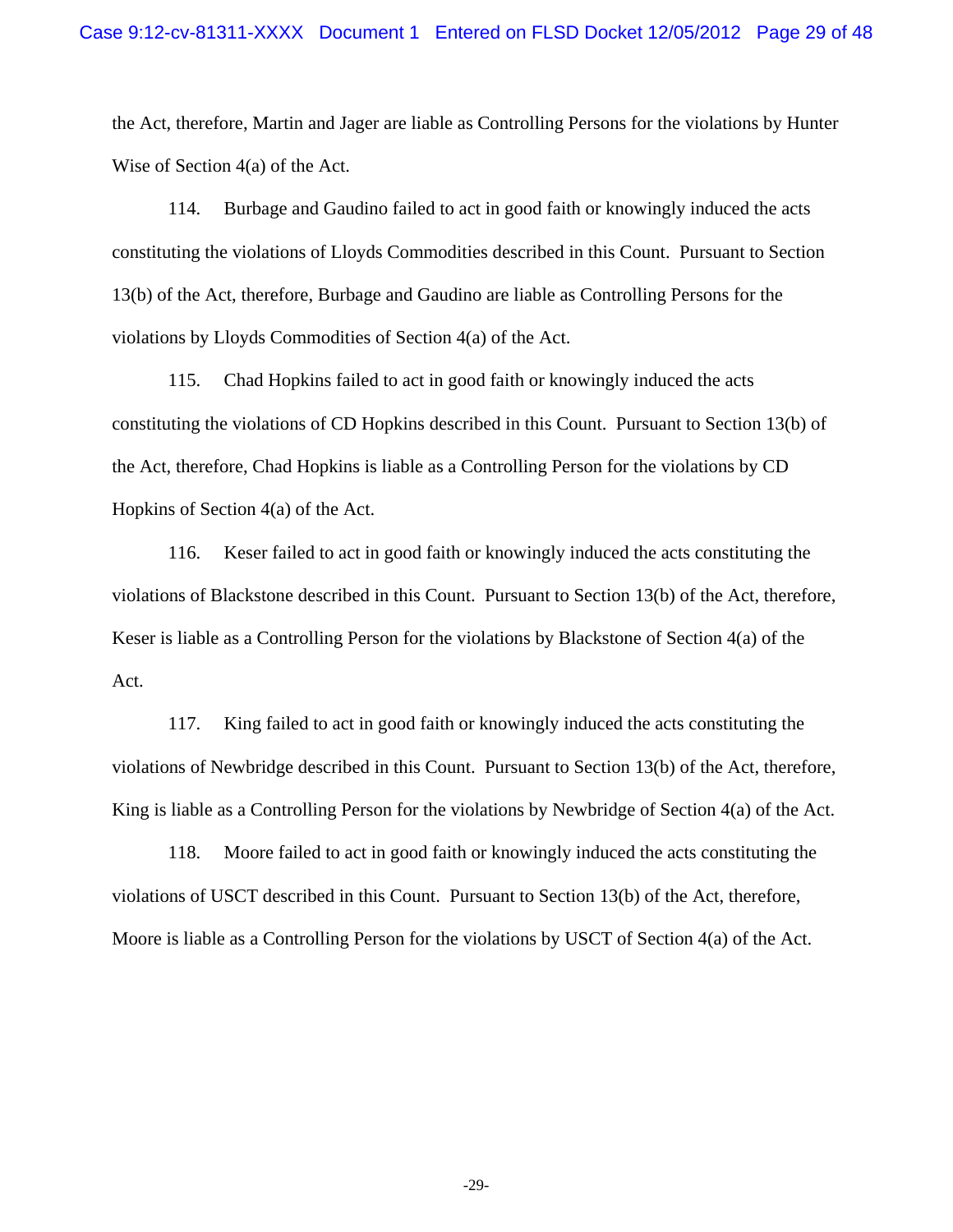the Act, therefore, Martin and Jager are liable as Controlling Persons for the violations by Hunter Wise of Section 4(a) of the Act.

114. Burbage and Gaudino failed to act in good faith or knowingly induced the acts constituting the violations of Lloyds Commodities described in this Count. Pursuant to Section 13(b) of the Act, therefore, Burbage and Gaudino are liable as Controlling Persons for the violations by Lloyds Commodities of Section 4(a) of the Act.

115. Chad Hopkins failed to act in good faith or knowingly induced the acts constituting the violations of CD Hopkins described in this Count. Pursuant to Section 13(b) of the Act, therefore, Chad Hopkins is liable as a Controlling Person for the violations by CD Hopkins of Section 4(a) of the Act.

116. Keser failed to act in good faith or knowingly induced the acts constituting the violations of Blackstone described in this Count. Pursuant to Section 13(b) of the Act, therefore, Keser is liable as a Controlling Person for the violations by Blackstone of Section 4(a) of the Act.

117. King failed to act in good faith or knowingly induced the acts constituting the violations of Newbridge described in this Count. Pursuant to Section 13(b) of the Act, therefore, King is liable as a Controlling Person for the violations by Newbridge of Section 4(a) of the Act.

118. Moore failed to act in good faith or knowingly induced the acts constituting the violations of USCT described in this Count. Pursuant to Section 13(b) of the Act, therefore, Moore is liable as a Controlling Person for the violations by USCT of Section 4(a) of the Act.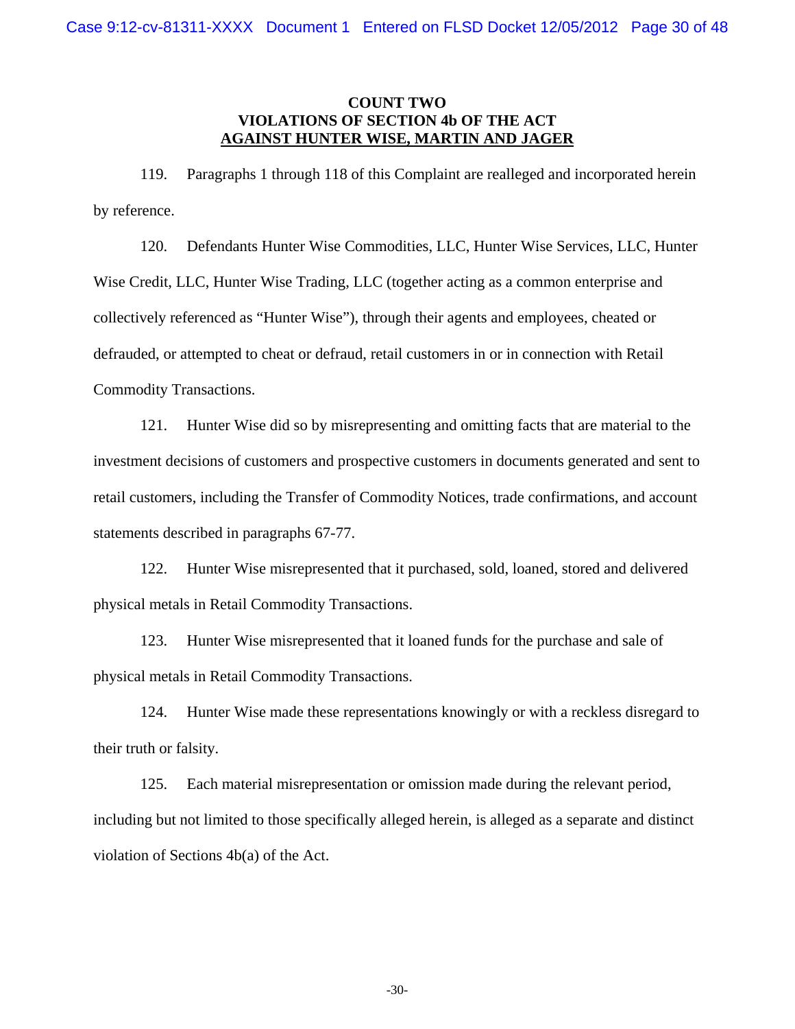## COUNT TWO
## VIOLATIONS OF SECTION 4b OF THE ACT
## AGAINST HUNTER WISE, MARTIN AND JAGER

119. Paragraphs 1 through 118 of this Complaint are realleged and incorporated herein by reference.

120. Defendants Hunter Wise Commodities, LLC, Hunter Wise Services, LLC, Hunter Wise Credit, LLC, Hunter Wise Trading, LLC (together acting as a common enterprise and collectively referenced as "Hunter Wise"), through their agents and employees, cheated or defrauded, or attempted to cheat or defraud, retail customers in or in connection with Retail Commodity Transactions.

121. Hunter Wise did so by misrepresenting and omitting facts that are material to the investment decisions of customers and prospective customers in documents generated and sent to retail customers, including the Transfer of Commodity Notices, trade confirmations, and account statements described in paragraphs 67-77.

122. Hunter Wise misrepresented that it purchased, sold, loaned, stored and delivered physical metals in Retail Commodity Transactions.

123. Hunter Wise misrepresented that it loaned funds for the purchase and sale of physical metals in Retail Commodity Transactions.

124. Hunter Wise made these representations knowingly or with a reckless disregard to their truth or falsity.

125. Each material misrepresentation or omission made during the relevant period, including but not limited to those specifically alleged herein, is alleged as a separate and distinct violation of Sections 4b(a) of the Act.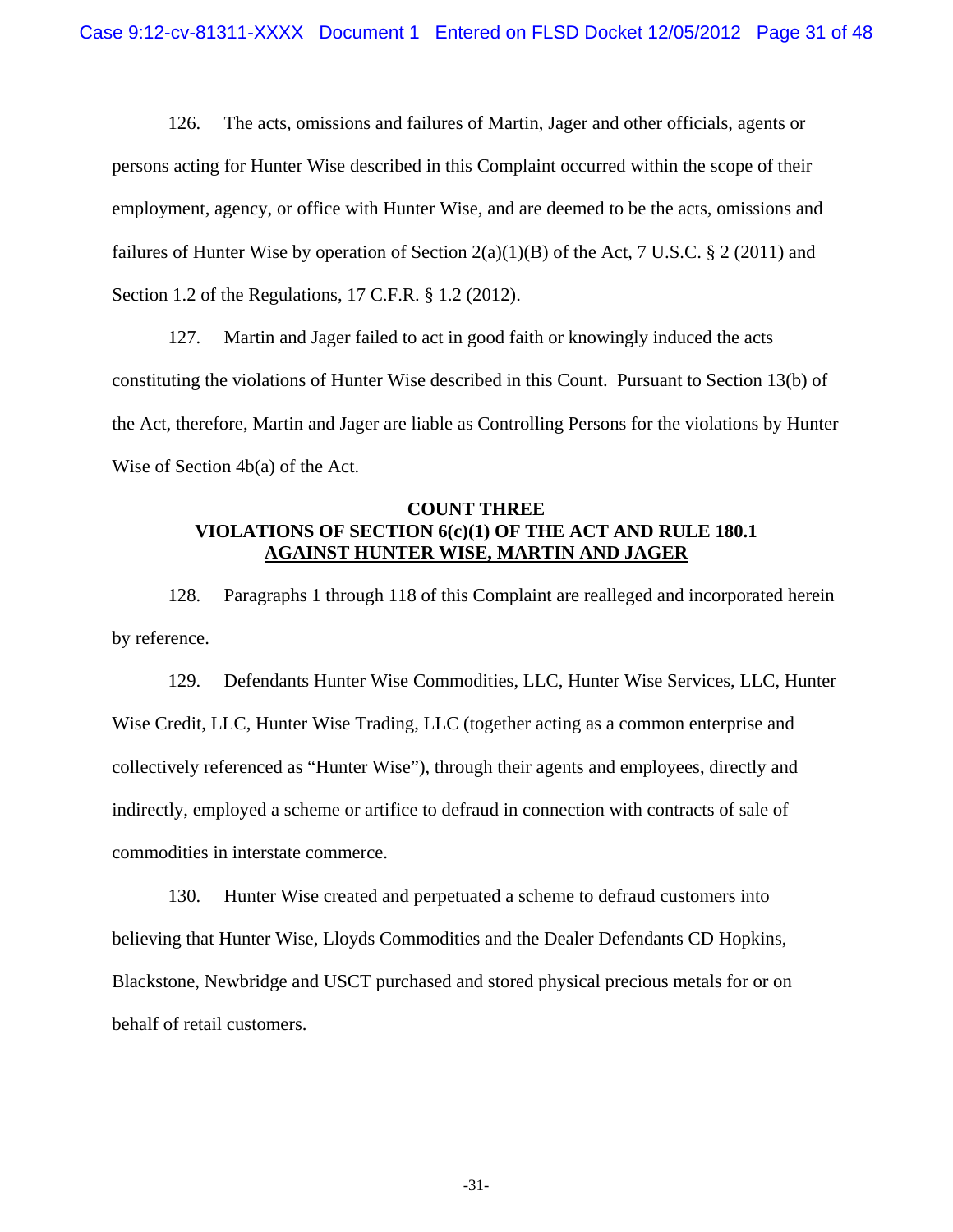126. The acts, omissions and failures of Martin, Jager and other officials, agents or persons acting for Hunter Wise described in this Complaint occurred within the scope of their employment, agency, or office with Hunter Wise, and are deemed to be the acts, omissions and failures of Hunter Wise by operation of Section 2(a)(1)(B) of the Act, 7 U.S.C. § 2 (2011) and Section 1.2 of the Regulations, 17 C.F.R. § 1.2 (2012).

127. Martin and Jager failed to act in good faith or knowingly induced the acts constituting the violations of Hunter Wise described in this Count. Pursuant to Section 13(b) of the Act, therefore, Martin and Jager are liable as Controlling Persons for the violations by Hunter Wise of Section 4b(a) of the Act.

**COUNT THREE**
**VIOLATIONS OF SECTION 6(c)(1) OF THE ACT AND RULE 180.1**
**AGAINST HUNTER WISE, MARTIN AND JAGER**

128. Paragraphs 1 through 118 of this Complaint are realleged and incorporated herein by reference.

129. Defendants Hunter Wise Commodities, LLC, Hunter Wise Services, LLC, Hunter Wise Credit, LLC, Hunter Wise Trading, LLC (together acting as a common enterprise and collectively referenced as "Hunter Wise"), through their agents and employees, directly and indirectly, employed a scheme or artifice to defraud in connection with contracts of sale of commodities in interstate commerce.

130. Hunter Wise created and perpetuated a scheme to defraud customers into believing that Hunter Wise, Lloyds Commodities and the Dealer Defendants CD Hopkins, Blackstone, Newbridge and USCT purchased and stored physical precious metals for or on behalf of retail customers.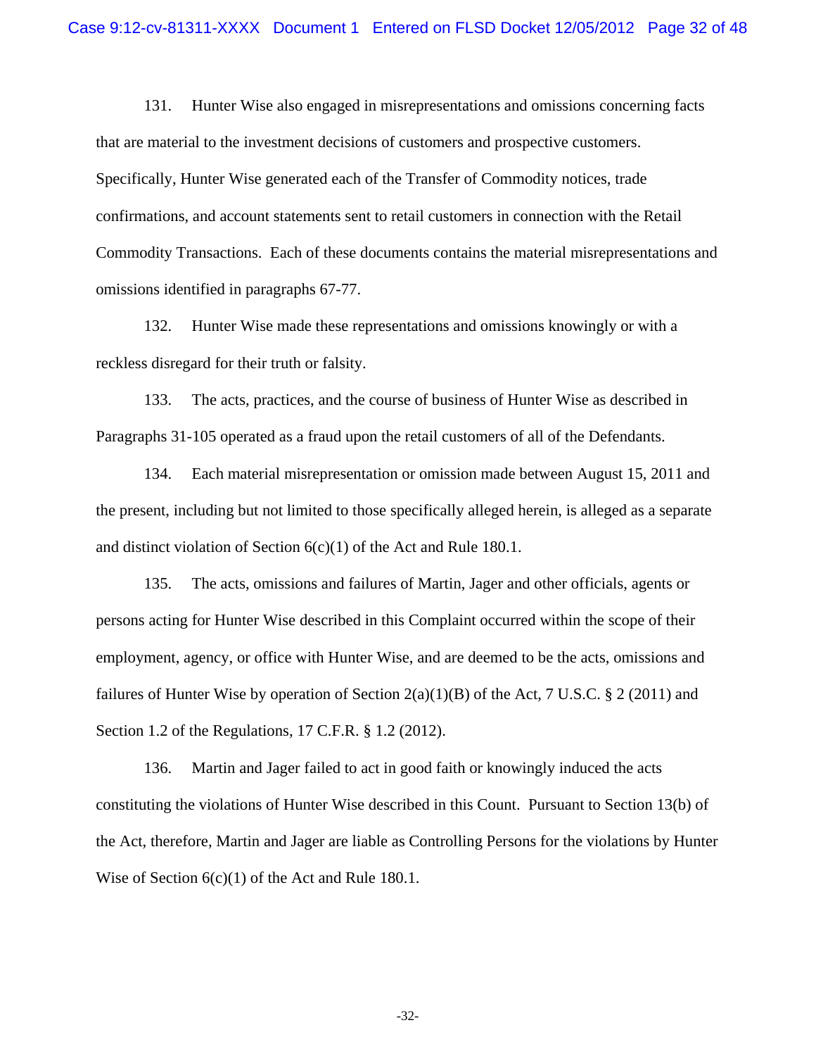131. Hunter Wise also engaged in misrepresentations and omissions concerning facts that are material to the investment decisions of customers and prospective customers. Specifically, Hunter Wise generated each of the Transfer of Commodity notices, trade confirmations, and account statements sent to retail customers in connection with the Retail Commodity Transactions. Each of these documents contains the material misrepresentations and omissions identified in paragraphs 67-77.

132. Hunter Wise made these representations and omissions knowingly or with a reckless disregard for their truth or falsity.

133. The acts, practices, and the course of business of Hunter Wise as described in Paragraphs 31-105 operated as a fraud upon the retail customers of all of the Defendants.

134. Each material misrepresentation or omission made between August 15, 2011 and the present, including but not limited to those specifically alleged herein, is alleged as a separate and distinct violation of Section 6(c)(1) of the Act and Rule 180.1.

135. The acts, omissions and failures of Martin, Jager and other officials, agents or persons acting for Hunter Wise described in this Complaint occurred within the scope of their employment, agency, or office with Hunter Wise, and are deemed to be the acts, omissions and failures of Hunter Wise by operation of Section 2(a)(1)(B) of the Act, 7 U.S.C. § 2 (2011) and Section 1.2 of the Regulations, 17 C.F.R. § 1.2 (2012).

136. Martin and Jager failed to act in good faith or knowingly induced the acts constituting the violations of Hunter Wise described in this Count. Pursuant to Section 13(b) of the Act, therefore, Martin and Jager are liable as Controlling Persons for the violations by Hunter Wise of Section 6(c)(1) of the Act and Rule 180.1.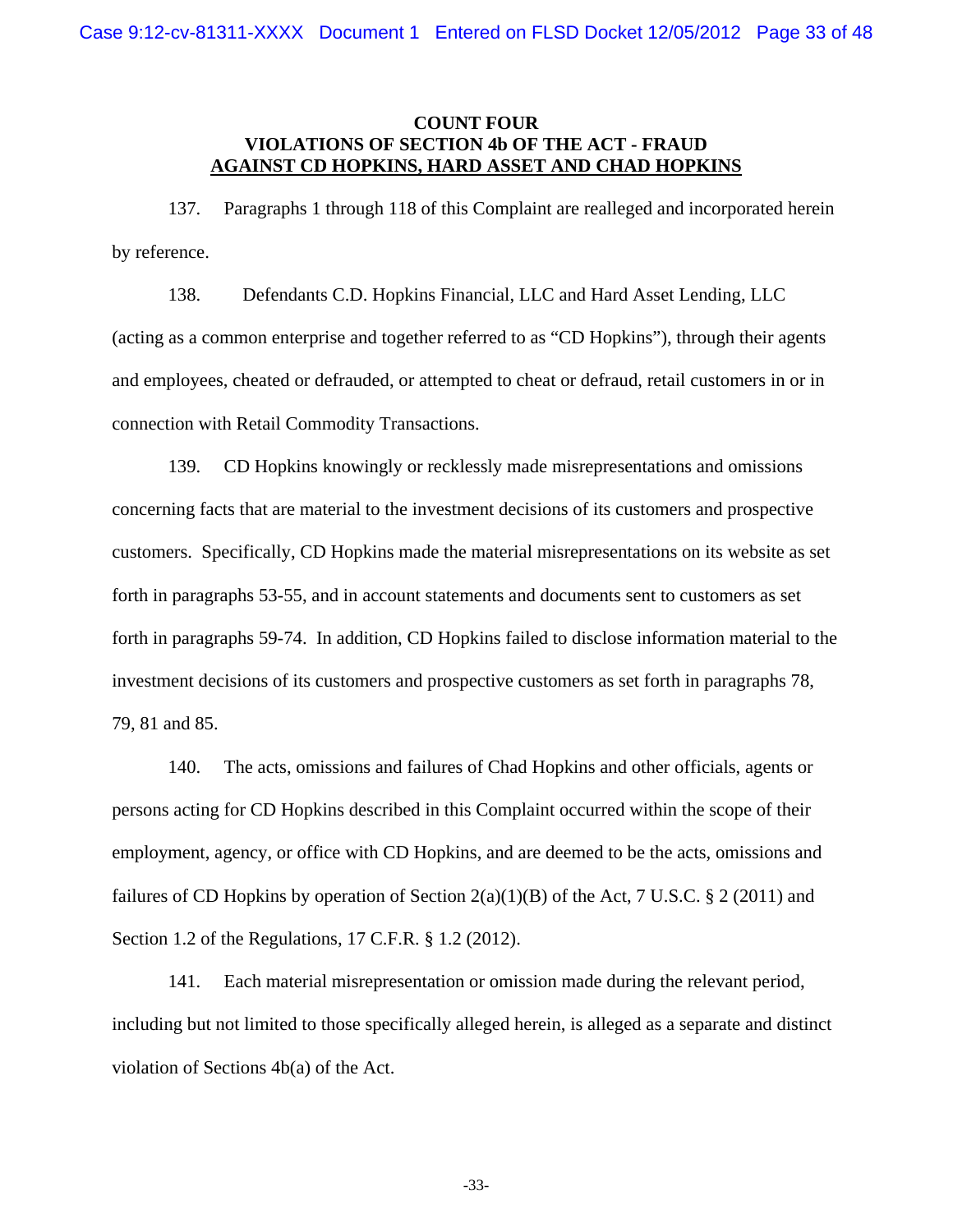## COUNT FOUR
## VIOLATIONS OF SECTION 4b OF THE ACT - FRAUD
## AGAINST CD HOPKINS, HARD ASSET AND CHAD HOPKINS

137. Paragraphs 1 through 118 of this Complaint are realleged and incorporated herein by reference.

138. Defendants C.D. Hopkins Financial, LLC and Hard Asset Lending, LLC (acting as a common enterprise and together referred to as "CD Hopkins"), through their agents and employees, cheated or defrauded, or attempted to cheat or defraud, retail customers in or in connection with Retail Commodity Transactions.

139. CD Hopkins knowingly or recklessly made misrepresentations and omissions concerning facts that are material to the investment decisions of its customers and prospective customers. Specifically, CD Hopkins made the material misrepresentations on its website as set forth in paragraphs 53-55, and in account statements and documents sent to customers as set forth in paragraphs 59-74. In addition, CD Hopkins failed to disclose information material to the investment decisions of its customers and prospective customers as set forth in paragraphs 78, 79, 81 and 85.

140. The acts, omissions and failures of Chad Hopkins and other officials, agents or persons acting for CD Hopkins described in this Complaint occurred within the scope of their employment, agency, or office with CD Hopkins, and are deemed to be the acts, omissions and failures of CD Hopkins by operation of Section 2(a)(1)(B) of the Act, 7 U.S.C. § 2 (2011) and Section 1.2 of the Regulations, 17 C.F.R. § 1.2 (2012).

141. Each material misrepresentation or omission made during the relevant period, including but not limited to those specifically alleged herein, is alleged as a separate and distinct violation of Sections 4b(a) of the Act.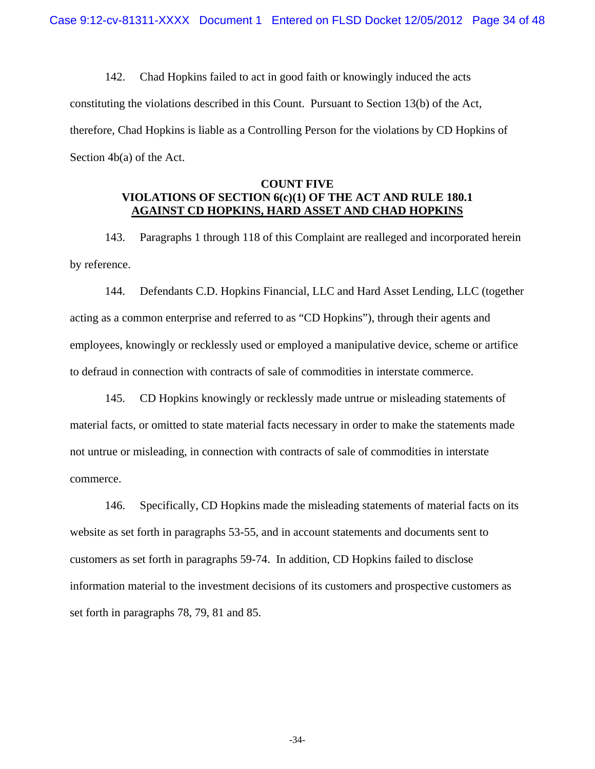142. Chad Hopkins failed to act in good faith or knowingly induced the acts constituting the violations described in this Count. Pursuant to Section 13(b) of the Act, therefore, Chad Hopkins is liable as a Controlling Person for the violations by CD Hopkins of Section 4b(a) of the Act.

**COUNT FIVE**
**VIOLATIONS OF SECTION 6(c)(1) OF THE ACT AND RULE 180.1**
**AGAINST CD HOPKINS, HARD ASSET AND CHAD HOPKINS**

143. Paragraphs 1 through 118 of this Complaint are realleged and incorporated herein by reference.

144. Defendants C.D. Hopkins Financial, LLC and Hard Asset Lending, LLC (together acting as a common enterprise and referred to as "CD Hopkins"), through their agents and employees, knowingly or recklessly used or employed a manipulative device, scheme or artifice to defraud in connection with contracts of sale of commodities in interstate commerce.

145. CD Hopkins knowingly or recklessly made untrue or misleading statements of material facts, or omitted to state material facts necessary in order to make the statements made not untrue or misleading, in connection with contracts of sale of commodities in interstate commerce.

146. Specifically, CD Hopkins made the misleading statements of material facts on its website as set forth in paragraphs 53-55, and in account statements and documents sent to customers as set forth in paragraphs 59-74. In addition, CD Hopkins failed to disclose information material to the investment decisions of its customers and prospective customers as set forth in paragraphs 78, 79, 81 and 85.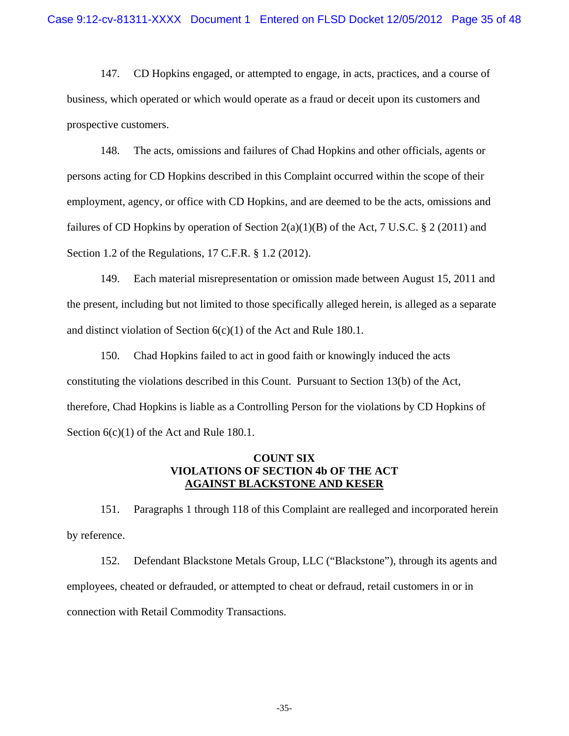147. CD Hopkins engaged, or attempted to engage, in acts, practices, and a course of business, which operated or which would operate as a fraud or deceit upon its customers and prospective customers.

148. The acts, omissions and failures of Chad Hopkins and other officials, agents or persons acting for CD Hopkins described in this Complaint occurred within the scope of their employment, agency, or office with CD Hopkins, and are deemed to be the acts, omissions and failures of CD Hopkins by operation of Section 2(a)(1)(B) of the Act, 7 U.S.C. § 2 (2011) and Section 1.2 of the Regulations, 17 C.F.R. § 1.2 (2012).

149. Each material misrepresentation or omission made between August 15, 2011 and the present, including but not limited to those specifically alleged herein, is alleged as a separate and distinct violation of Section 6(c)(1) of the Act and Rule 180.1.

150. Chad Hopkins failed to act in good faith or knowingly induced the acts constituting the violations described in this Count. Pursuant to Section 13(b) of the Act, therefore, Chad Hopkins is liable as a Controlling Person for the violations by CD Hopkins of Section 6(c)(1) of the Act and Rule 180.1.

**COUNT SIX**
**VIOLATIONS OF SECTION 4b OF THE ACT**
**AGAINST BLACKSTONE AND KESER**

151. Paragraphs 1 through 118 of this Complaint are realleged and incorporated herein by reference.

152. Defendant Blackstone Metals Group, LLC ("Blackstone"), through its agents and employees, cheated or defrauded, or attempted to cheat or defraud, retail customers in or in connection with Retail Commodity Transactions.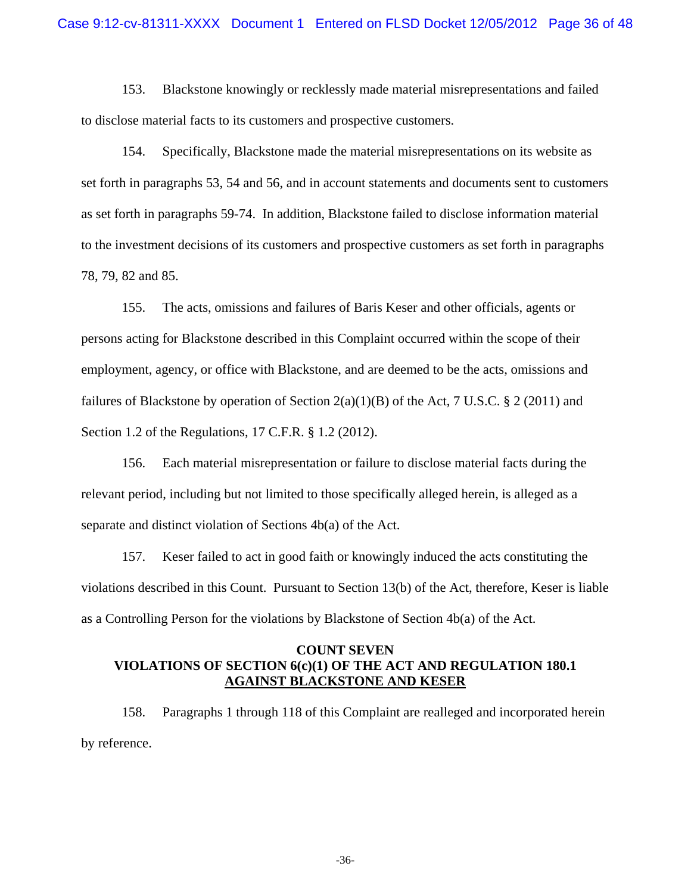153. Blackstone knowingly or recklessly made material misrepresentations and failed to disclose material facts to its customers and prospective customers.

154. Specifically, Blackstone made the material misrepresentations on its website as set forth in paragraphs 53, 54 and 56, and in account statements and documents sent to customers as set forth in paragraphs 59-74. In addition, Blackstone failed to disclose information material to the investment decisions of its customers and prospective customers as set forth in paragraphs 78, 79, 82 and 85.

155. The acts, omissions and failures of Baris Keser and other officials, agents or persons acting for Blackstone described in this Complaint occurred within the scope of their employment, agency, or office with Blackstone, and are deemed to be the acts, omissions and failures of Blackstone by operation of Section 2(a)(1)(B) of the Act, 7 U.S.C. § 2 (2011) and Section 1.2 of the Regulations, 17 C.F.R. § 1.2 (2012).

156. Each material misrepresentation or failure to disclose material facts during the relevant period, including but not limited to those specifically alleged herein, is alleged as a separate and distinct violation of Sections 4b(a) of the Act.

157. Keser failed to act in good faith or knowingly induced the acts constituting the violations described in this Count. Pursuant to Section 13(b) of the Act, therefore, Keser is liable as a Controlling Person for the violations by Blackstone of Section 4b(a) of the Act.

## COUNT SEVEN
## VIOLATIONS OF SECTION 6(c)(1) OF THE ACT AND REGULATION 180.1 AGAINST BLACKSTONE AND KESER

158. Paragraphs 1 through 118 of this Complaint are realleged and incorporated herein by reference.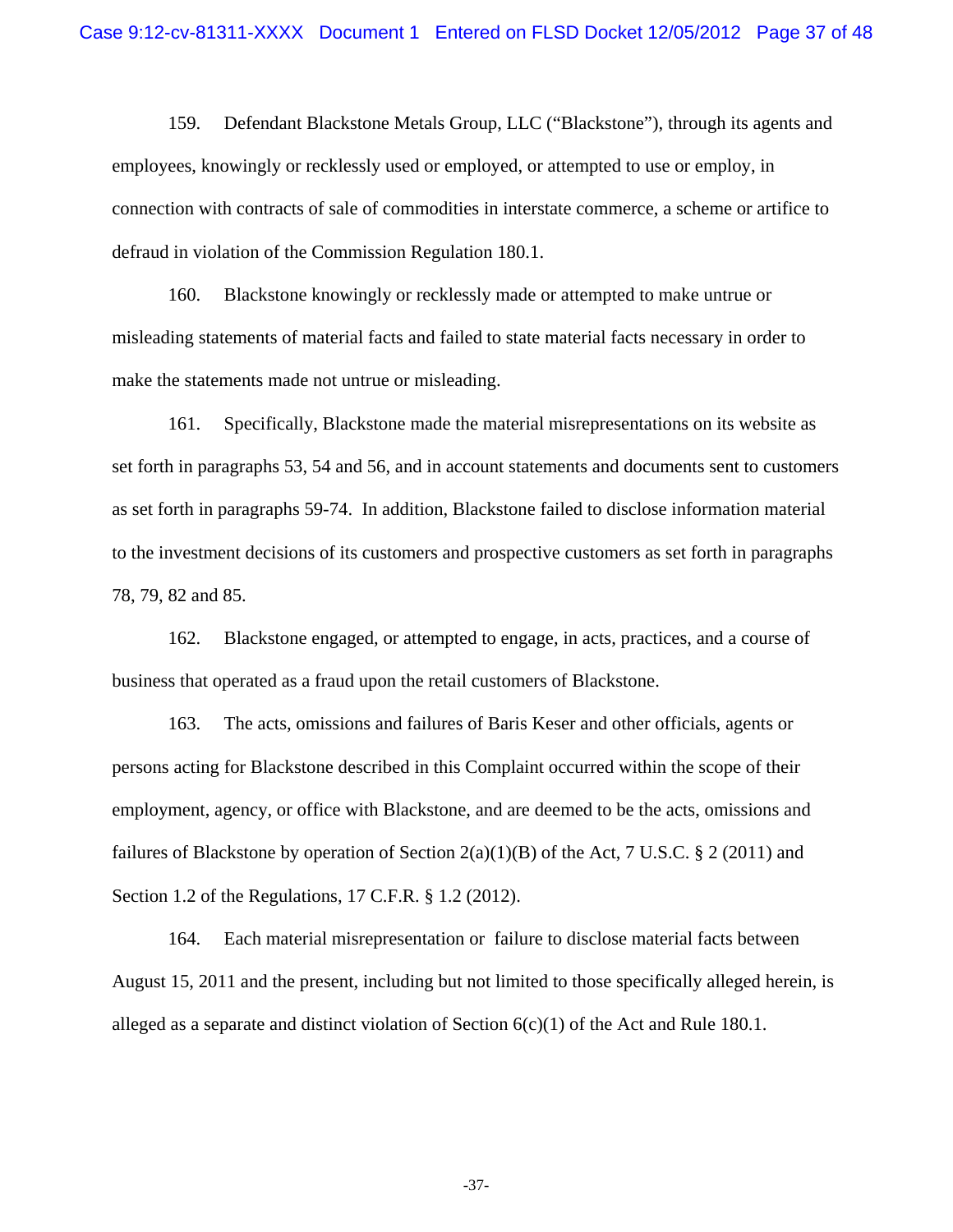159. Defendant Blackstone Metals Group, LLC ("Blackstone"), through its agents and employees, knowingly or recklessly used or employed, or attempted to use or employ, in connection with contracts of sale of commodities in interstate commerce, a scheme or artifice to defraud in violation of the Commission Regulation 180.1.

160. Blackstone knowingly or recklessly made or attempted to make untrue or misleading statements of material facts and failed to state material facts necessary in order to make the statements made not untrue or misleading.

161. Specifically, Blackstone made the material misrepresentations on its website as set forth in paragraphs 53, 54 and 56, and in account statements and documents sent to customers as set forth in paragraphs 59-74. In addition, Blackstone failed to disclose information material to the investment decisions of its customers and prospective customers as set forth in paragraphs 78, 79, 82 and 85.

162. Blackstone engaged, or attempted to engage, in acts, practices, and a course of business that operated as a fraud upon the retail customers of Blackstone.

163. The acts, omissions and failures of Baris Keser and other officials, agents or persons acting for Blackstone described in this Complaint occurred within the scope of their employment, agency, or office with Blackstone, and are deemed to be the acts, omissions and failures of Blackstone by operation of Section 2(a)(1)(B) of the Act, 7 U.S.C. § 2 (2011) and Section 1.2 of the Regulations, 17 C.F.R. § 1.2 (2012).

164. Each material misrepresentation or failure to disclose material facts between August 15, 2011 and the present, including but not limited to those specifically alleged herein, is alleged as a separate and distinct violation of Section 6(c)(1) of the Act and Rule 180.1.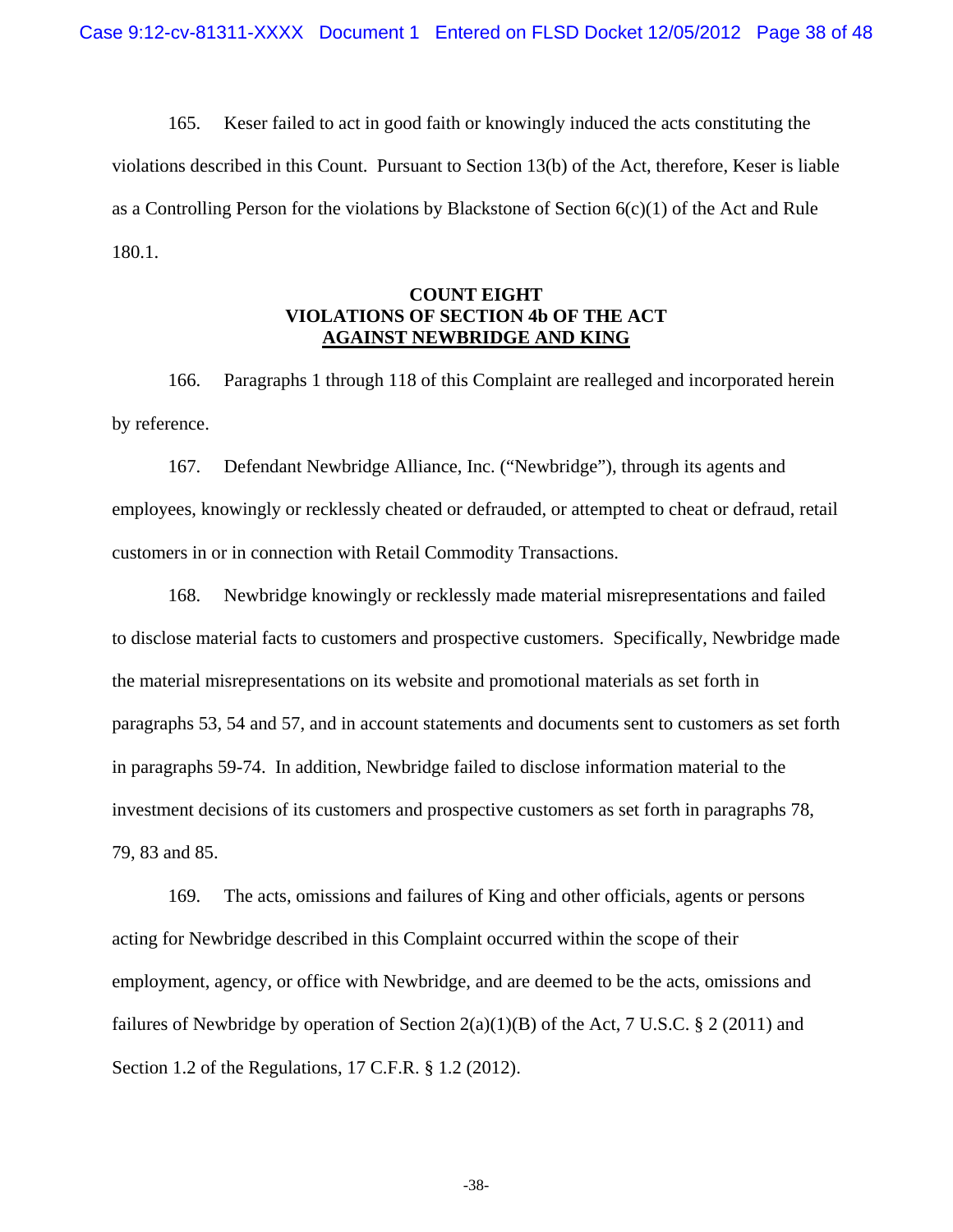165. Keser failed to act in good faith or knowingly induced the acts constituting the violations described in this Count. Pursuant to Section 13(b) of the Act, therefore, Keser is liable as a Controlling Person for the violations by Blackstone of Section 6(c)(1) of the Act and Rule 180.1.

## COUNT EIGHT
## VIOLATIONS OF SECTION 4b OF THE ACT
## AGAINST NEWBRIDGE AND KING

166. Paragraphs 1 through 118 of this Complaint are realleged and incorporated herein by reference.

167. Defendant Newbridge Alliance, Inc. ("Newbridge"), through its agents and employees, knowingly or recklessly cheated or defrauded, or attempted to cheat or defraud, retail customers in or in connection with Retail Commodity Transactions.

168. Newbridge knowingly or recklessly made material misrepresentations and failed to disclose material facts to customers and prospective customers. Specifically, Newbridge made the material misrepresentations on its website and promotional materials as set forth in paragraphs 53, 54 and 57, and in account statements and documents sent to customers as set forth in paragraphs 59-74. In addition, Newbridge failed to disclose information material to the investment decisions of its customers and prospective customers as set forth in paragraphs 78, 79, 83 and 85.

169. The acts, omissions and failures of King and other officials, agents or persons acting for Newbridge described in this Complaint occurred within the scope of their employment, agency, or office with Newbridge, and are deemed to be the acts, omissions and failures of Newbridge by operation of Section 2(a)(1)(B) of the Act, 7 U.S.C. § 2 (2011) and Section 1.2 of the Regulations, 17 C.F.R. § 1.2 (2012).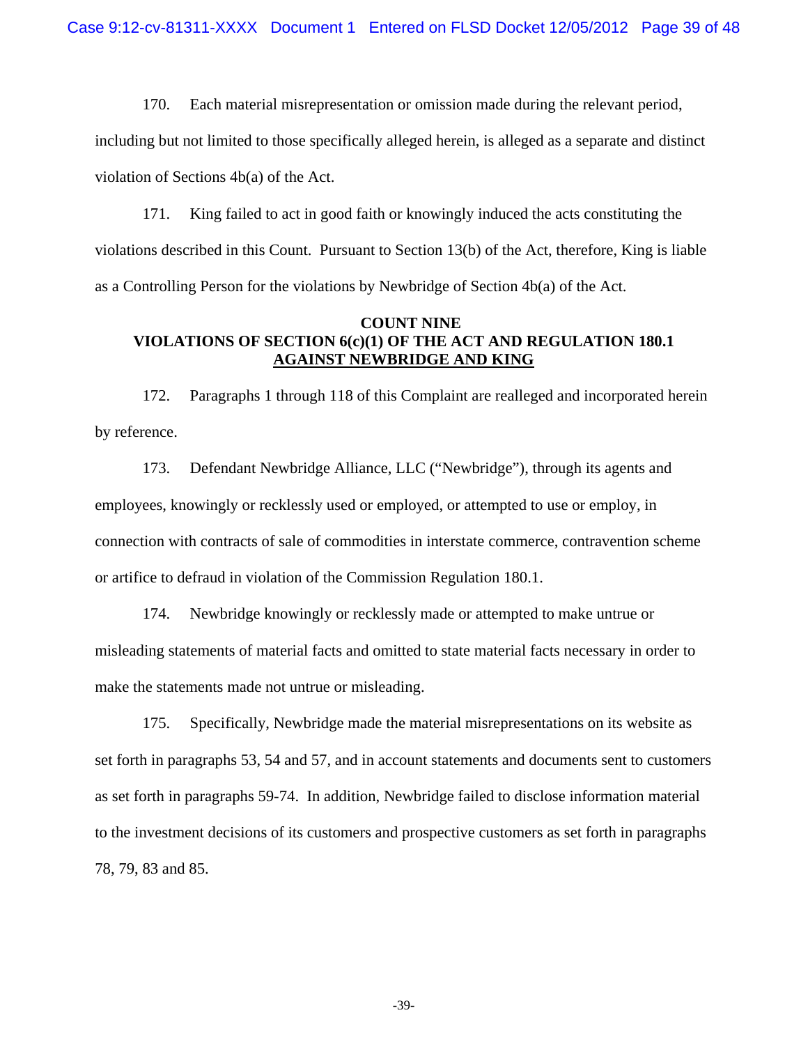170. Each material misrepresentation or omission made during the relevant period, including but not limited to those specifically alleged herein, is alleged as a separate and distinct violation of Sections 4b(a) of the Act.

171. King failed to act in good faith or knowingly induced the acts constituting the violations described in this Count. Pursuant to Section 13(b) of the Act, therefore, King is liable as a Controlling Person for the violations by Newbridge of Section 4b(a) of the Act.

**COUNT NINE**
**VIOLATIONS OF SECTION 6(c)(1) OF THE ACT AND REGULATION 180.1**
**AGAINST NEWBRIDGE AND KING**

172. Paragraphs 1 through 118 of this Complaint are realleged and incorporated herein by reference.

173. Defendant Newbridge Alliance, LLC ("Newbridge"), through its agents and employees, knowingly or recklessly used or employed, or attempted to use or employ, in connection with contracts of sale of commodities in interstate commerce, contravention scheme or artifice to defraud in violation of the Commission Regulation 180.1.

174. Newbridge knowingly or recklessly made or attempted to make untrue or misleading statements of material facts and omitted to state material facts necessary in order to make the statements made not untrue or misleading.

175. Specifically, Newbridge made the material misrepresentations on its website as set forth in paragraphs 53, 54 and 57, and in account statements and documents sent to customers as set forth in paragraphs 59-74. In addition, Newbridge failed to disclose information material to the investment decisions of its customers and prospective customers as set forth in paragraphs 78, 79, 83 and 85.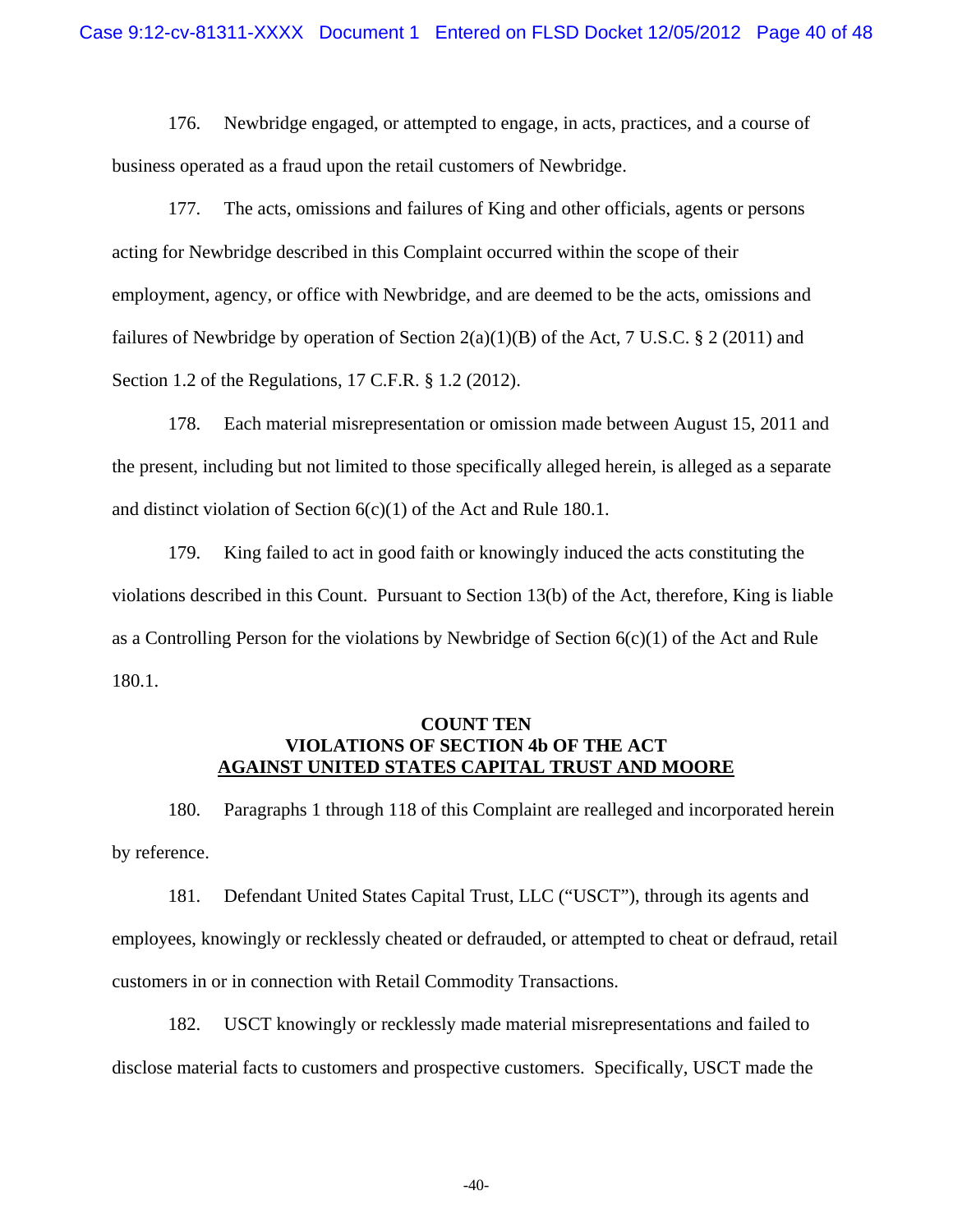176. Newbridge engaged, or attempted to engage, in acts, practices, and a course of business operated as a fraud upon the retail customers of Newbridge.

177. The acts, omissions and failures of King and other officials, agents or persons acting for Newbridge described in this Complaint occurred within the scope of their employment, agency, or office with Newbridge, and are deemed to be the acts, omissions and failures of Newbridge by operation of Section 2(a)(1)(B) of the Act, 7 U.S.C. § 2 (2011) and Section 1.2 of the Regulations, 17 C.F.R. § 1.2 (2012).

178. Each material misrepresentation or omission made between August 15, 2011 and the present, including but not limited to those specifically alleged herein, is alleged as a separate and distinct violation of Section 6(c)(1) of the Act and Rule 180.1.

179. King failed to act in good faith or knowingly induced the acts constituting the violations described in this Count. Pursuant to Section 13(b) of the Act, therefore, King is liable as a Controlling Person for the violations by Newbridge of Section 6(c)(1) of the Act and Rule 180.1.

**COUNT TEN**
**VIOLATIONS OF SECTION 4b OF THE ACT**
**AGAINST UNITED STATES CAPITAL TRUST AND MOORE**

180. Paragraphs 1 through 118 of this Complaint are realleged and incorporated herein by reference.

181. Defendant United States Capital Trust, LLC ("USCT"), through its agents and employees, knowingly or recklessly cheated or defrauded, or attempted to cheat or defraud, retail customers in or in connection with Retail Commodity Transactions.

182. USCT knowingly or recklessly made material misrepresentations and failed to disclose material facts to customers and prospective customers. Specifically, USCT made the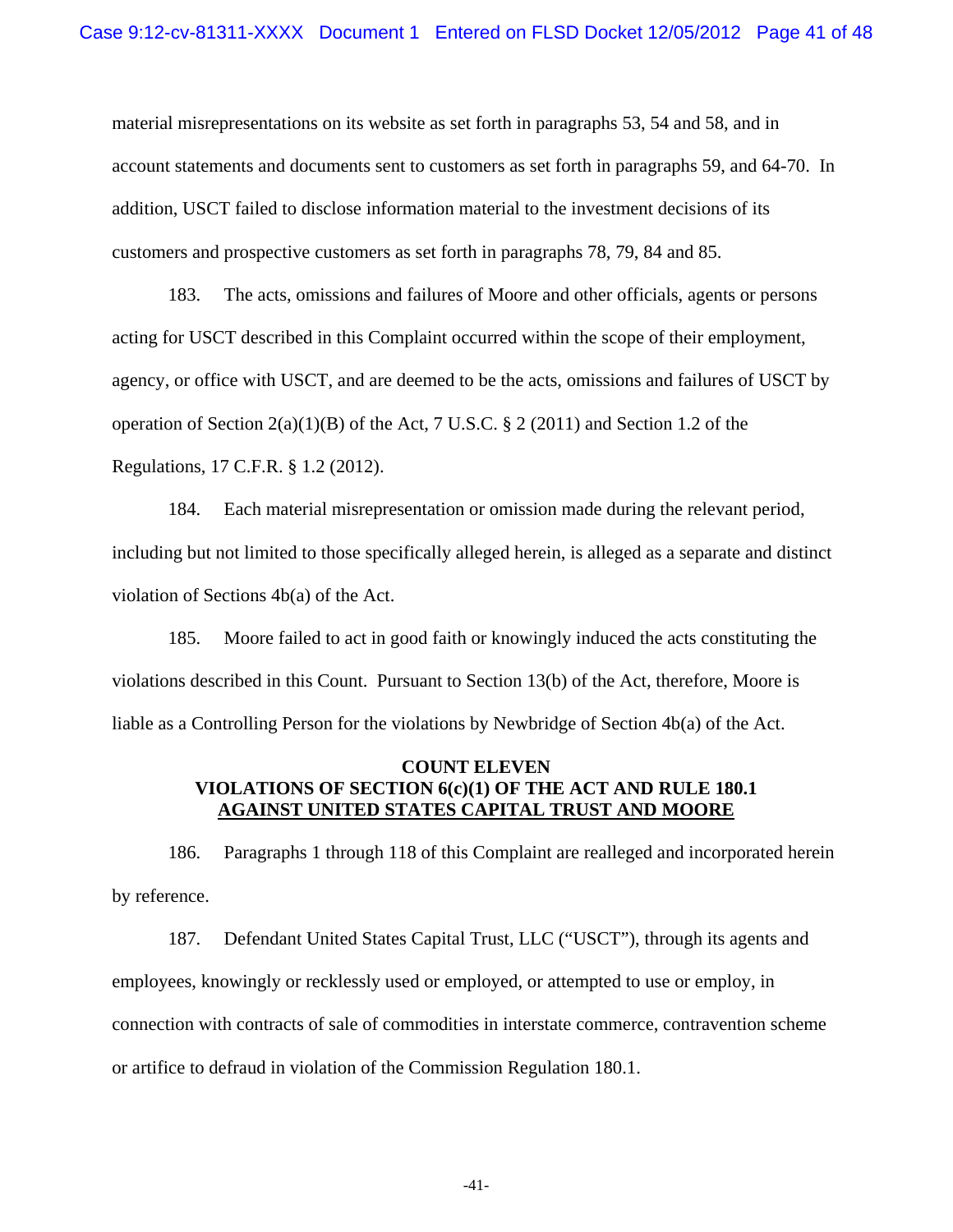material misrepresentations on its website as set forth in paragraphs 53, 54 and 58, and in account statements and documents sent to customers as set forth in paragraphs 59, and 64-70. In addition, USCT failed to disclose information material to the investment decisions of its customers and prospective customers as set forth in paragraphs 78, 79, 84 and 85.

183. The acts, omissions and failures of Moore and other officials, agents or persons acting for USCT described in this Complaint occurred within the scope of their employment, agency, or office with USCT, and are deemed to be the acts, omissions and failures of USCT by operation of Section 2(a)(1)(B) of the Act, 7 U.S.C. § 2 (2011) and Section 1.2 of the Regulations, 17 C.F.R. § 1.2 (2012).

184. Each material misrepresentation or omission made during the relevant period, including but not limited to those specifically alleged herein, is alleged as a separate and distinct violation of Sections 4b(a) of the Act.

185. Moore failed to act in good faith or knowingly induced the acts constituting the violations described in this Count. Pursuant to Section 13(b) of the Act, therefore, Moore is liable as a Controlling Person for the violations by Newbridge of Section 4b(a) of the Act.

**COUNT ELEVEN**
**VIOLATIONS OF SECTION 6(c)(1) OF THE ACT AND RULE 180.1**
**AGAINST UNITED STATES CAPITAL TRUST AND MOORE**

186. Paragraphs 1 through 118 of this Complaint are realleged and incorporated herein by reference.

187. Defendant United States Capital Trust, LLC ("USCT"), through its agents and employees, knowingly or recklessly used or employed, or attempted to use or employ, in connection with contracts of sale of commodities in interstate commerce, contravention scheme or artifice to defraud in violation of the Commission Regulation 180.1.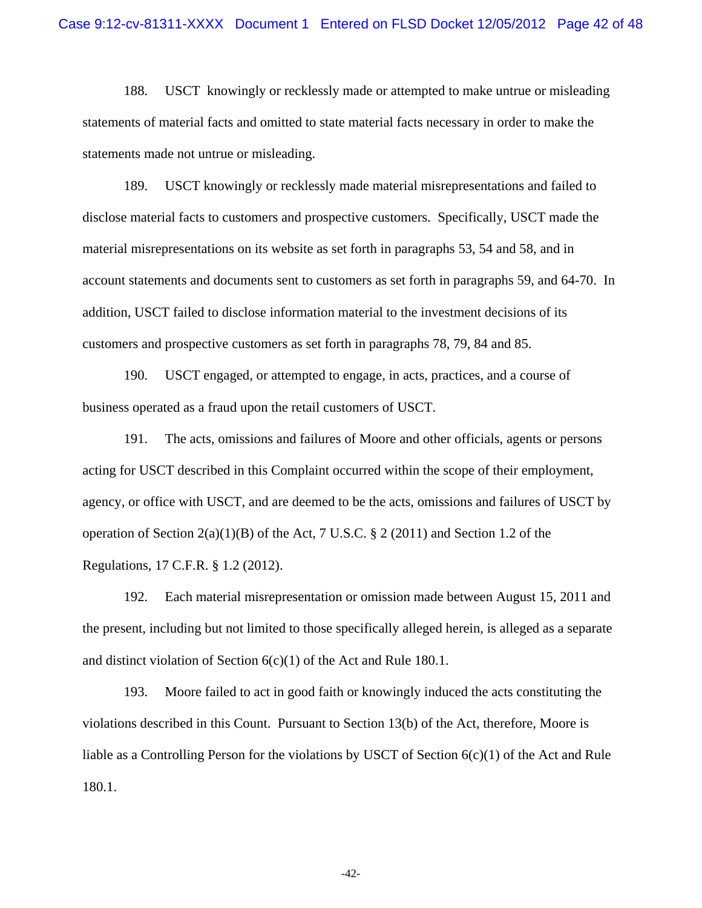188. USCT knowingly or recklessly made or attempted to make untrue or misleading statements of material facts and omitted to state material facts necessary in order to make the statements made not untrue or misleading.

189. USCT knowingly or recklessly made material misrepresentations and failed to disclose material facts to customers and prospective customers. Specifically, USCT made the material misrepresentations on its website as set forth in paragraphs 53, 54 and 58, and in account statements and documents sent to customers as set forth in paragraphs 59, and 64-70. In addition, USCT failed to disclose information material to the investment decisions of its customers and prospective customers as set forth in paragraphs 78, 79, 84 and 85.

190. USCT engaged, or attempted to engage, in acts, practices, and a course of business operated as a fraud upon the retail customers of USCT.

191. The acts, omissions and failures of Moore and other officials, agents or persons acting for USCT described in this Complaint occurred within the scope of their employment, agency, or office with USCT, and are deemed to be the acts, omissions and failures of USCT by operation of Section 2(a)(1)(B) of the Act, 7 U.S.C. § 2 (2011) and Section 1.2 of the Regulations, 17 C.F.R. § 1.2 (2012).

192. Each material misrepresentation or omission made between August 15, 2011 and the present, including but not limited to those specifically alleged herein, is alleged as a separate and distinct violation of Section 6(c)(1) of the Act and Rule 180.1.

193. Moore failed to act in good faith or knowingly induced the acts constituting the violations described in this Count. Pursuant to Section 13(b) of the Act, therefore, Moore is liable as a Controlling Person for the violations by USCT of Section 6(c)(1) of the Act and Rule 180.1.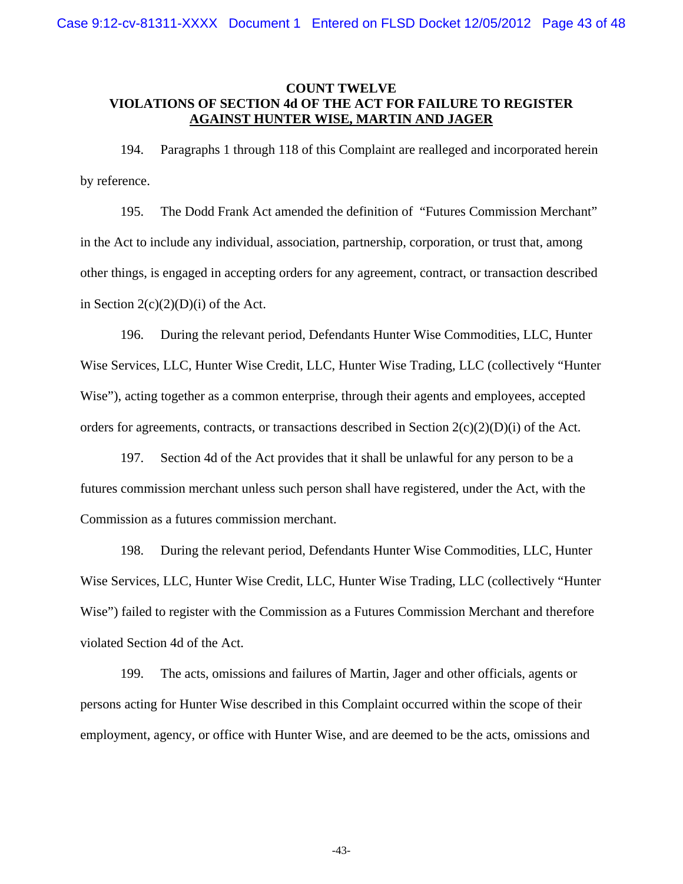## COUNT TWELVE
## VIOLATIONS OF SECTION 4d OF THE ACT FOR FAILURE TO REGISTER AGAINST HUNTER WISE, MARTIN AND JAGER

194. Paragraphs 1 through 118 of this Complaint are realleged and incorporated herein by reference.

195. The Dodd Frank Act amended the definition of "Futures Commission Merchant" in the Act to include any individual, association, partnership, corporation, or trust that, among other things, is engaged in accepting orders for any agreement, contract, or transaction described in Section 2(c)(2)(D)(i) of the Act.

196. During the relevant period, Defendants Hunter Wise Commodities, LLC, Hunter Wise Services, LLC, Hunter Wise Credit, LLC, Hunter Wise Trading, LLC (collectively "Hunter Wise"), acting together as a common enterprise, through their agents and employees, accepted orders for agreements, contracts, or transactions described in Section 2(c)(2)(D)(i) of the Act.

197. Section 4d of the Act provides that it shall be unlawful for any person to be a futures commission merchant unless such person shall have registered, under the Act, with the Commission as a futures commission merchant.

198. During the relevant period, Defendants Hunter Wise Commodities, LLC, Hunter Wise Services, LLC, Hunter Wise Credit, LLC, Hunter Wise Trading, LLC (collectively "Hunter Wise") failed to register with the Commission as a Futures Commission Merchant and therefore violated Section 4d of the Act.

199. The acts, omissions and failures of Martin, Jager and other officials, agents or persons acting for Hunter Wise described in this Complaint occurred within the scope of their employment, agency, or office with Hunter Wise, and are deemed to be the acts, omissions and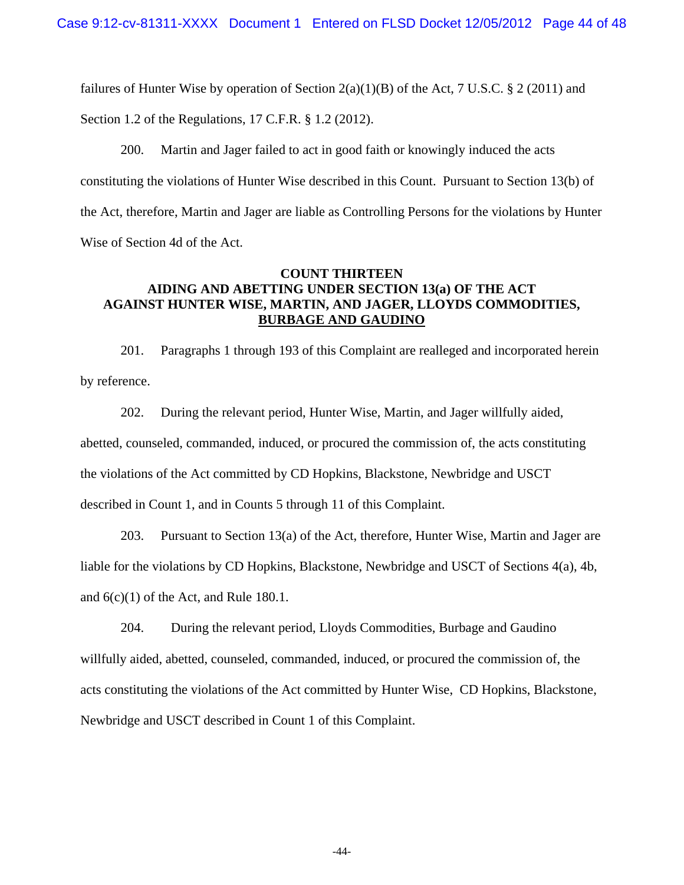failures of Hunter Wise by operation of Section 2(a)(1)(B) of the Act, 7 U.S.C. § 2 (2011) and Section 1.2 of the Regulations, 17 C.F.R. § 1.2 (2012).

200. Martin and Jager failed to act in good faith or knowingly induced the acts constituting the violations of Hunter Wise described in this Count. Pursuant to Section 13(b) of the Act, therefore, Martin and Jager are liable as Controlling Persons for the violations by Hunter Wise of Section 4d of the Act.

**COUNT THIRTEEN**
**AIDING AND ABETTING UNDER SECTION 13(a) OF THE ACT AGAINST HUNTER WISE, MARTIN, AND JAGER, LLOYDS COMMODITIES, BURBAGE AND GAUDINO**

201. Paragraphs 1 through 193 of this Complaint are realleged and incorporated herein by reference.

202. During the relevant period, Hunter Wise, Martin, and Jager willfully aided, abetted, counseled, commanded, induced, or procured the commission of, the acts constituting the violations of the Act committed by CD Hopkins, Blackstone, Newbridge and USCT described in Count 1, and in Counts 5 through 11 of this Complaint.

203. Pursuant to Section 13(a) of the Act, therefore, Hunter Wise, Martin and Jager are liable for the violations by CD Hopkins, Blackstone, Newbridge and USCT of Sections 4(a), 4b, and 6(c)(1) of the Act, and Rule 180.1.

204. During the relevant period, Lloyds Commodities, Burbage and Gaudino willfully aided, abetted, counseled, commanded, induced, or procured the commission of, the acts constituting the violations of the Act committed by Hunter Wise, CD Hopkins, Blackstone, Newbridge and USCT described in Count 1 of this Complaint.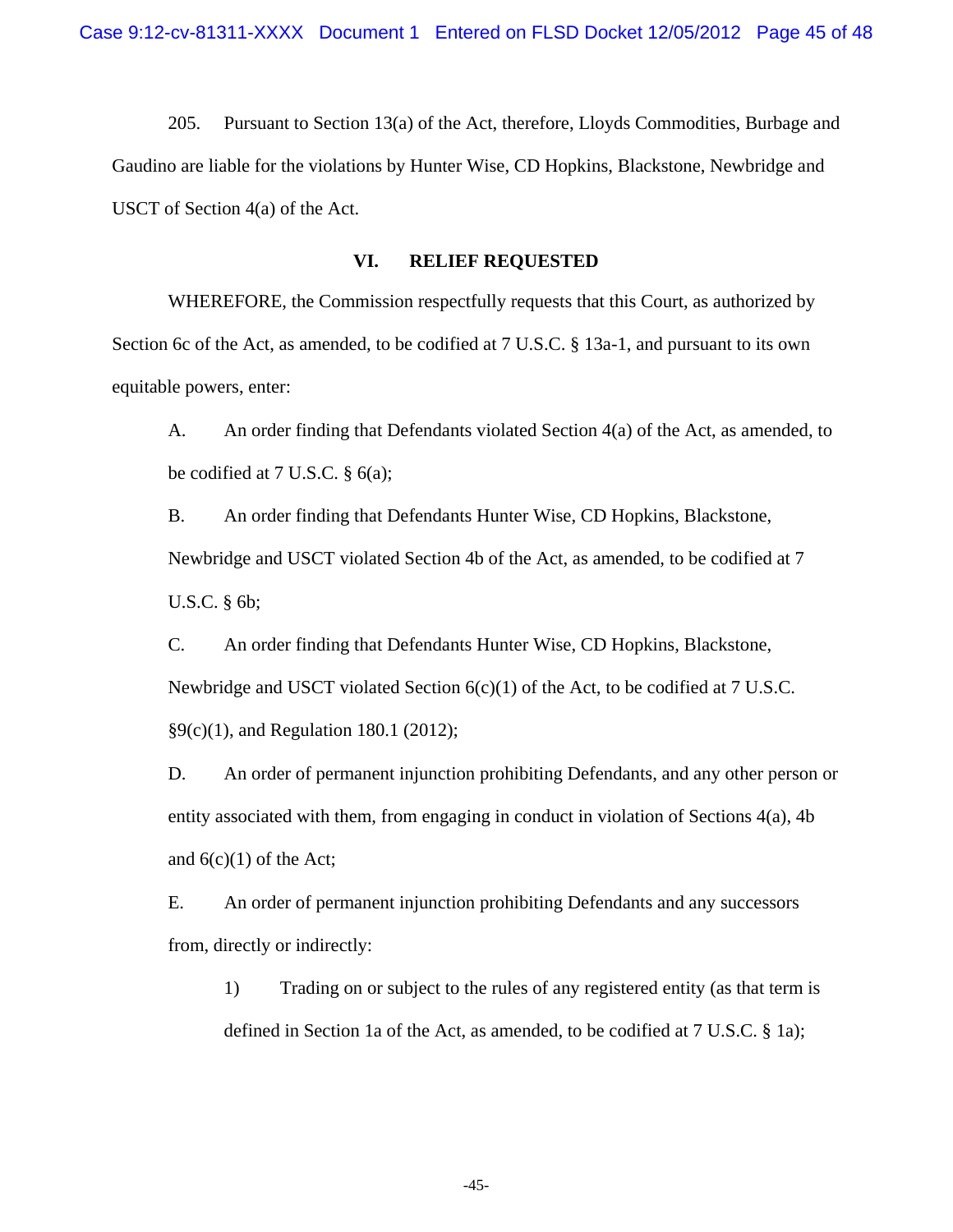205. Pursuant to Section 13(a) of the Act, therefore, Lloyds Commodities, Burbage and Gaudino are liable for the violations by Hunter Wise, CD Hopkins, Blackstone, Newbridge and USCT of Section 4(a) of the Act.

## VI. RELIEF REQUESTED

WHEREFORE, the Commission respectfully requests that this Court, as authorized by Section 6c of the Act, as amended, to be codified at 7 U.S.C. § 13a-1, and pursuant to its own equitable powers, enter:

A. An order finding that Defendants violated Section 4(a) of the Act, as amended, to be codified at 7 U.S.C. § 6(a);

B. An order finding that Defendants Hunter Wise, CD Hopkins, Blackstone, Newbridge and USCT violated Section 4b of the Act, as amended, to be codified at 7 U.S.C. § 6b;

C. An order finding that Defendants Hunter Wise, CD Hopkins, Blackstone, Newbridge and USCT violated Section 6(c)(1) of the Act, to be codified at 7 U.S.C. §9(c)(1), and Regulation 180.1 (2012);

D. An order of permanent injunction prohibiting Defendants, and any other person or entity associated with them, from engaging in conduct in violation of Sections 4(a), 4b and 6(c)(1) of the Act;

E. An order of permanent injunction prohibiting Defendants and any successors from, directly or indirectly:

1) Trading on or subject to the rules of any registered entity (as that term is defined in Section 1a of the Act, as amended, to be codified at 7 U.S.C. § 1a);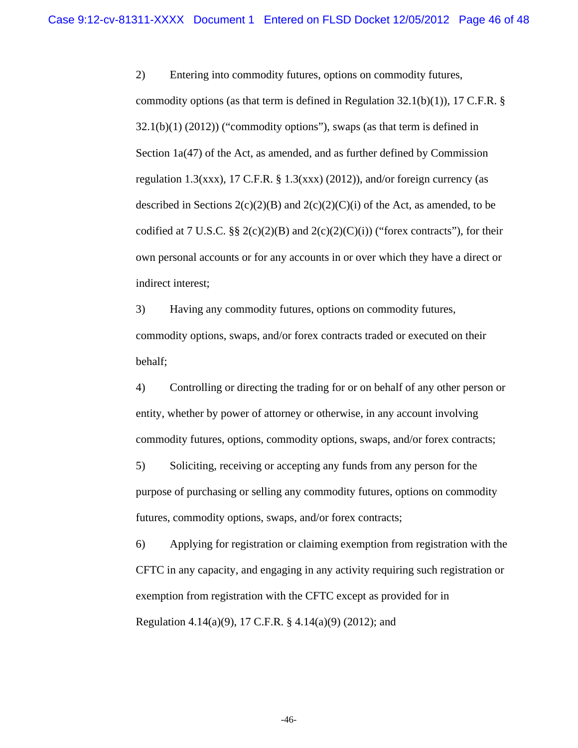2) Entering into commodity futures, options on commodity futures, commodity options (as that term is defined in Regulation 32.1(b)(1)), 17 C.F.R. § 32.1(b)(1) (2012)) ("commodity options"), swaps (as that term is defined in Section 1a(47) of the Act, as amended, and as further defined by Commission regulation 1.3(xxx), 17 C.F.R. § 1.3(xxx) (2012)), and/or foreign currency (as described in Sections 2(c)(2)(B) and 2(c)(2)(C)(i) of the Act, as amended, to be codified at 7 U.S.C. §§ 2(c)(2)(B) and 2(c)(2)(C)(i)) ("forex contracts"), for their own personal accounts or for any accounts in or over which they have a direct or indirect interest;

3) Having any commodity futures, options on commodity futures, commodity options, swaps, and/or forex contracts traded or executed on their behalf;

4) Controlling or directing the trading for or on behalf of any other person or entity, whether by power of attorney or otherwise, in any account involving commodity futures, options, commodity options, swaps, and/or forex contracts;

5) Soliciting, receiving or accepting any funds from any person for the purpose of purchasing or selling any commodity futures, options on commodity futures, commodity options, swaps, and/or forex contracts;

6) Applying for registration or claiming exemption from registration with the CFTC in any capacity, and engaging in any activity requiring such registration or exemption from registration with the CFTC except as provided for in Regulation 4.14(a)(9), 17 C.F.R. § 4.14(a)(9) (2012); and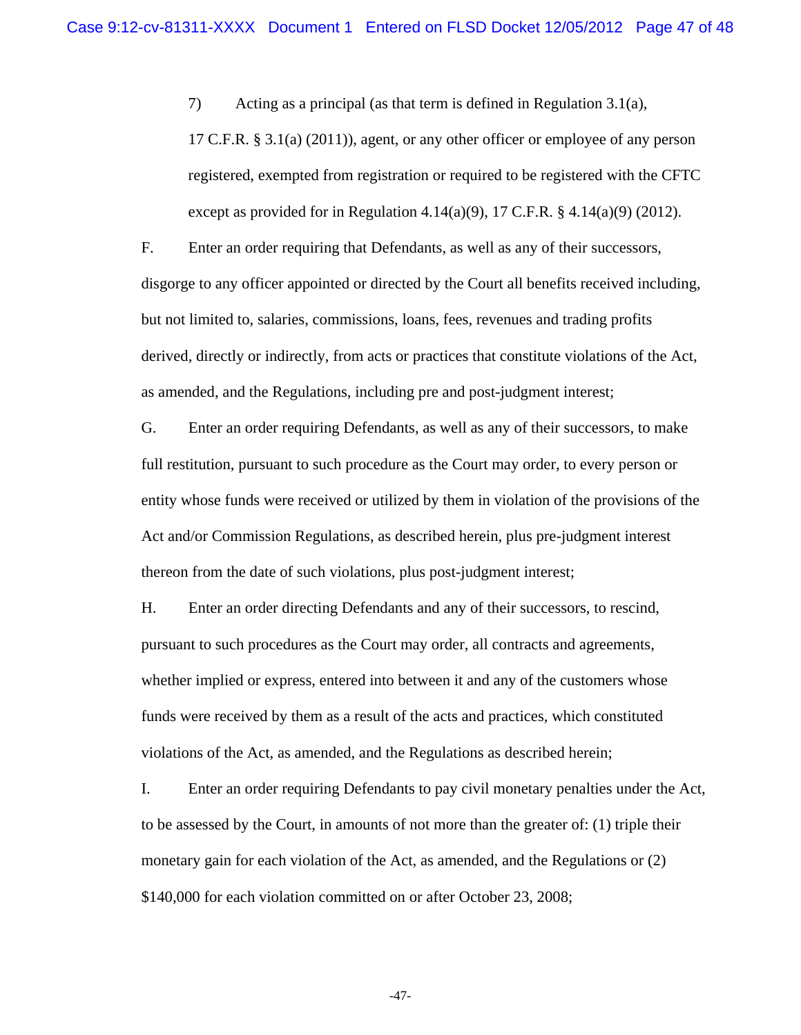7) Acting as a principal (as that term is defined in Regulation 3.1(a), 17 C.F.R. § 3.1(a) (2011)), agent, or any other officer or employee of any person registered, exempted from registration or required to be registered with the CFTC except as provided for in Regulation 4.14(a)(9), 17 C.F.R. § 4.14(a)(9) (2012).

F. Enter an order requiring that Defendants, as well as any of their successors, disgorge to any officer appointed or directed by the Court all benefits received including, but not limited to, salaries, commissions, loans, fees, revenues and trading profits derived, directly or indirectly, from acts or practices that constitute violations of the Act, as amended, and the Regulations, including pre and post-judgment interest;

G. Enter an order requiring Defendants, as well as any of their successors, to make full restitution, pursuant to such procedure as the Court may order, to every person or entity whose funds were received or utilized by them in violation of the provisions of the Act and/or Commission Regulations, as described herein, plus pre-judgment interest thereon from the date of such violations, plus post-judgment interest;

H. Enter an order directing Defendants and any of their successors, to rescind, pursuant to such procedures as the Court may order, all contracts and agreements, whether implied or express, entered into between it and any of the customers whose funds were received by them as a result of the acts and practices, which constituted violations of the Act, as amended, and the Regulations as described herein;

I. Enter an order requiring Defendants to pay civil monetary penalties under the Act, to be assessed by the Court, in amounts of not more than the greater of: (1) triple their monetary gain for each violation of the Act, as amended, and the Regulations or (2) $140,000 for each violation committed on or after October 23, 2008;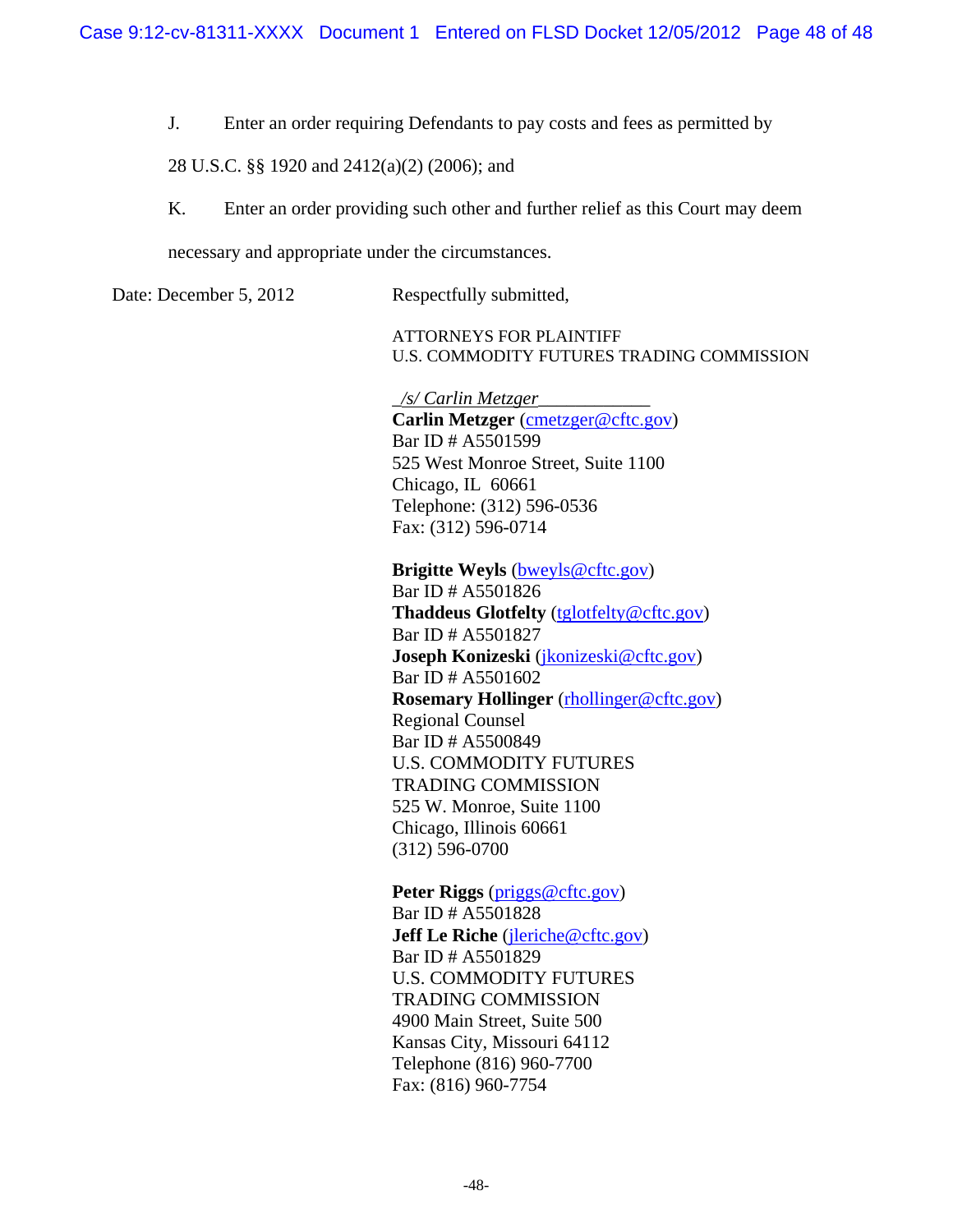J. Enter an order requiring Defendants to pay costs and fees as permitted by 28 U.S.C. §§ 1920 and 2412(a)(2) (2006); and

K. Enter an order providing such other and further relief as this Court may deem necessary and appropriate under the circumstances.

Date: December 5, 2012

Respectfully submitted,

ATTORNEYS FOR PLAINTIFF
U.S. COMMODITY FUTURES TRADING COMMISSION

_/s/ Carlin Metzger_____________
**Carlin Metzger** (cmetzger@cftc.gov)
Bar ID # A5501599
525 West Monroe Street, Suite 1100
Chicago, IL 60661
Telephone: (312) 596-0536
Fax: (312) 596-0714

**Brigitte Weyls** (bweyls@cftc.gov)
Bar ID # A5501826
**Thaddeus Glotfelty** (tglotfelty@cftc.gov)
Bar ID # A5501827
**Joseph Konizeski** (jkonizeski@cftc.gov)
Bar ID # A5501602
**Rosemary Hollinger** (rhollinger@cftc.gov)
Regional Counsel
Bar ID # A5500849
U.S. COMMODITY FUTURES
TRADING COMMISSION
525 W. Monroe, Suite 1100
Chicago, Illinois 60661
(312) 596-0700

**Peter Riggs** (priggs@cftc.gov)
Bar ID # A5501828
**Jeff Le Riche** (jleriche@cftc.gov)
Bar ID # A5501829
U.S. COMMODITY FUTURES
TRADING COMMISSION
4900 Main Street, Suite 500
Kansas City, Missouri 64112
Telephone (816) 960-7700
Fax: (816) 960-7754